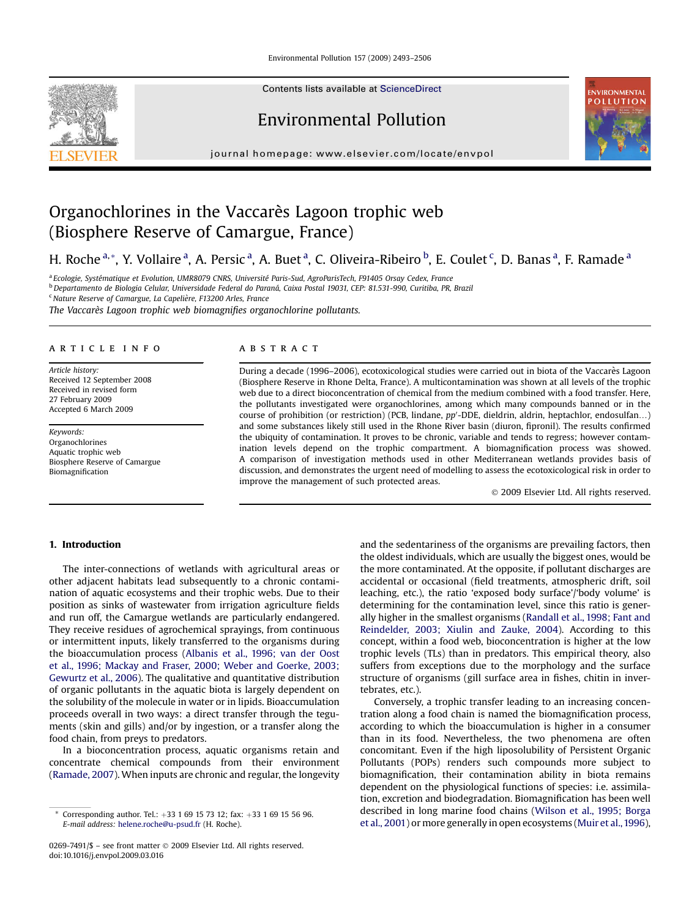Contents lists available at ScienceDirect

Environmental Pollution

journal homepage: www.elsevier.com/locate/envpol

# Organochlorines in the Vaccarès Lagoon trophic web (Biosphere Reserve of Camargue, France)

H. Roche[a,*], Y. Vollaire[a], A. Persic[a], A. Buet[a], C. Oliveira-Ribeiro[b], E. Coulet[c], D. Banas[a], F. Ramade[a]

[a] Ecologie, Systématique et Evolution, UMR8079 CNRS, Université Paris-Sud, AgroParisTech, F91405 Orsay Cedex, France
[b] Departamento de Biologia Celular, Universidade Federal do Paraná, Caixa Postal 19031, CEP: 81.531-990, Curitiba, PR, Brazil
[c] Nature Reserve of Camargue, La Capelière, F13200 Arles, France

*The Vaccarès Lagoon trophic web biomagnifies organochlorine pollutants.*

## ARTICLE INFO

*Article history:*
Received 12 September 2008
Received in revised form
27 February 2009
Accepted 6 March 2009

*Keywords:*
Organochlorines
Aquatic trophic web
Biosphere Reserve of Camargue
Biomagnification

## ABSTRACT

During a decade (1996–2006), ecotoxicological studies were carried out in biota of the Vaccarès Lagoon (Biosphere Reserve in Rhone Delta, France). A multicontamination was shown at all levels of the trophic web due to a direct bioconcentration of chemical from the medium combined with a food transfer. Here, the pollutants investigated were organochlorines, among which many compounds banned or in the course of prohibition (or restriction) (PCB, lindane, *pp*′-DDE, dieldrin, aldrin, heptachlor, endosulfan…) and some substances likely still used in the Rhone River basin (diuron, fipronil). The results confirmed the ubiquity of contamination. It proves to be chronic, variable and tends to regress; however contamination levels depend on the trophic compartment. A biomagnification process was showed. A comparison of investigation methods used in other Mediterranean wetlands provides basis of discussion, and demonstrates the urgent need of modelling to assess the ecotoxicological risk in order to improve the management of such protected areas.

© 2009 Elsevier Ltd. All rights reserved.

## 1. Introduction

The inter-connections of wetlands with agricultural areas or other adjacent habitats lead subsequently to a chronic contamination of aquatic ecosystems and their trophic webs. Due to their position as sinks of wastewater from irrigation agriculture fields and run off, the Camargue wetlands are particularly endangered. They receive residues of agrochemical sprayings, from continuous or intermittent inputs, likely transferred to the organisms during the bioaccumulation process (Albanis et al., 1996; van der Oost et al., 1996; Mackay and Fraser, 2000; Weber and Goerke, 2003; Gewurtz et al., 2006). The qualitative and quantitative distribution of organic pollutants in the aquatic biota is largely dependent on the solubility of the molecule in water or in lipids. Bioaccumulation proceeds overall in two ways: a direct transfer through the teguments (skin and gills) and/or by ingestion, or a transfer along the food chain, from preys to predators.

In a bioconcentration process, aquatic organisms retain and concentrate chemical compounds from their environment (Ramade, 2007). When inputs are chronic and regular, the longevity and the sedentariness of the organisms are prevailing factors, then the oldest individuals, which are usually the biggest ones, would be the more contaminated. At the opposite, if pollutant discharges are accidental or occasional (field treatments, atmospheric drift, soil leaching, etc.), the ratio 'exposed body surface'/'body volume' is determining for the contamination level, since this ratio is generally higher in the smallest organisms (Randall et al., 1998; Fant and Reindelder, 2003; Xiulin and Zauke, 2004). According to this concept, within a food web, bioconcentration is higher at the low trophic levels (TLs) than in predators. This empirical theory, also suffers from exceptions due to the morphology and the surface structure of organisms (gill surface area in fishes, chitin in invertebrates, etc.).

Conversely, a trophic transfer leading to an increasing concentration along a food chain is named the biomagnification process, according to which the bioaccumulation is higher in a consumer than in its food. Nevertheless, the two phenomena are often concomitant. Even if the high liposolubility of Persistent Organic Pollutants (POPs) renders such compounds more subject to biomagnification, their contamination ability in biota remains dependent on the physiological functions of species: i.e. assimilation, excretion and biodegradation. Biomagnification has been well described in long marine food chains (Wilson et al., 1995; Borga et al., 2001) or more generally in open ecosystems (Muir et al., 1996),

* Corresponding author. Tel.: +33 1 69 15 73 12; fax: +33 1 69 15 56 96. *E-mail address:* helene.roche@u-psud.fr (H. Roche).

0269-7491/$ – see front matter © 2009 Elsevier Ltd. All rights reserved.
doi:10.1016/j.envpol.2009.03.016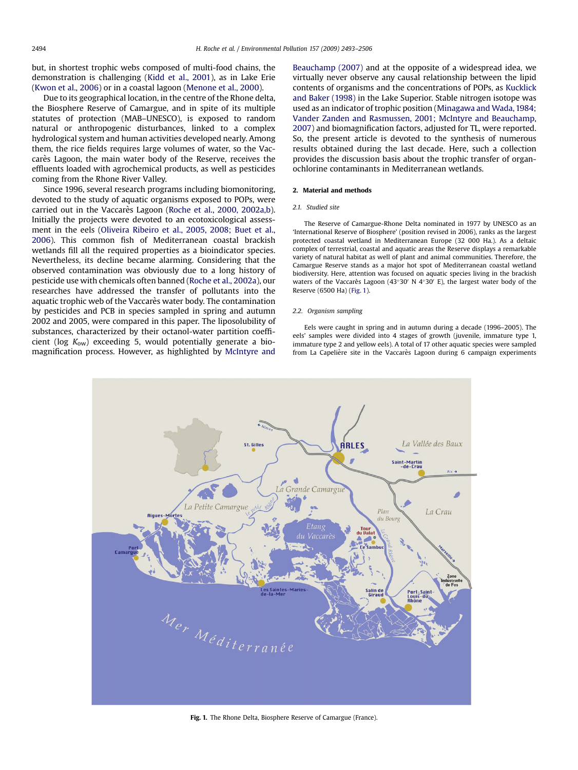but, in shortest trophic webs composed of multi-food chains, the demonstration is challenging (Kidd et al., 2001), as in Lake Erie (Kwon et al., 2006) or in a coastal lagoon (Menone et al., 2000).

Due to its geographical location, in the centre of the Rhone delta, the Biosphere Reserve of Camargue, and in spite of its multiple statutes of protection (MAB–UNESCO), is exposed to random natural or anthropogenic disturbances, linked to a complex hydrological system and human activities developed nearly. Among them, the rice fields requires large volumes of water, so the Vaccarès Lagoon, the main water body of the Reserve, receives the effluents loaded with agrochemical products, as well as pesticides coming from the Rhone River Valley.

Since 1996, several research programs including biomonitoring, devoted to the study of aquatic organisms exposed to POPs, were carried out in the Vaccarès Lagoon (Roche et al., 2000, 2002a,b). Initially the projects were devoted to an ecotoxicological assessment in the eels (Oliveira Ribeiro et al., 2005, 2008; Buet et al., 2006). This common fish of Mediterranean coastal brackish wetlands fill all the required properties as a bioindicator species. Nevertheless, its decline became alarming. Considering that the observed contamination was obviously due to a long history of pesticide use with chemicals often banned (Roche et al., 2002a), our researches have addressed the transfer of pollutants into the aquatic trophic web of the Vaccarès water body. The contamination by pesticides and PCB in species sampled in spring and autumn 2002 and 2005, were compared in this paper. The liposolubility of substances, characterized by their octanol-water partition coefficient (log $K_{ow}$) exceeding 5, would potentially generate a biomagnification process. However, as highlighted by McIntyre and Beauchamp (2007) and at the opposite of a widespread idea, we virtually never observe any causal relationship between the lipid contents of organisms and the concentrations of POPs, as Kucklick and Baker (1998) in the Lake Superior. Stable nitrogen isotope was used as an indicator of trophic position (Minagawa and Wada, 1984; Vander Zanden and Rasmussen, 2001; McIntyre and Beauchamp, 2007) and biomagnification factors, adjusted for TL, were reported. So, the present article is devoted to the synthesis of numerous results obtained during the last decade. Here, such a collection provides the discussion basis about the trophic transfer of organochlorine contaminants in Mediterranean wetlands.

## 2. Material and methods

### 2.1. Studied site

The Reserve of Camargue-Rhone Delta nominated in 1977 by UNESCO as an 'International Reserve of Biosphere' (position revised in 2006), ranks as the largest protected coastal wetland in Mediterranean Europe (32 000 Ha.). As a deltaic complex of terrestrial, coastal and aquatic areas the Reserve displays a remarkable variety of natural habitat as well of plant and animal communities. Therefore, the Camargue Reserve stands as a major hot spot of Mediterranean coastal wetland biodiversity. Here, attention was focused on aquatic species living in the brackish waters of the Vaccarès Lagoon (43°30′ N 4°30′ E), the largest water body of the Reserve (6500 Ha) (Fig. 1).

### 2.2. Organism sampling

Eels were caught in spring and in autumn during a decade (1996–2005). The eels' samples were divided into 4 stages of growth (juvenile, immature type 1, immature type 2 and yellow eels). A total of 17 other aquatic species were sampled from La Capelière site in the Vaccarès Lagoon during 6 campaign experiments

**Fig. 1.** The Rhone Delta, Biosphere Reserve of Camargue (France).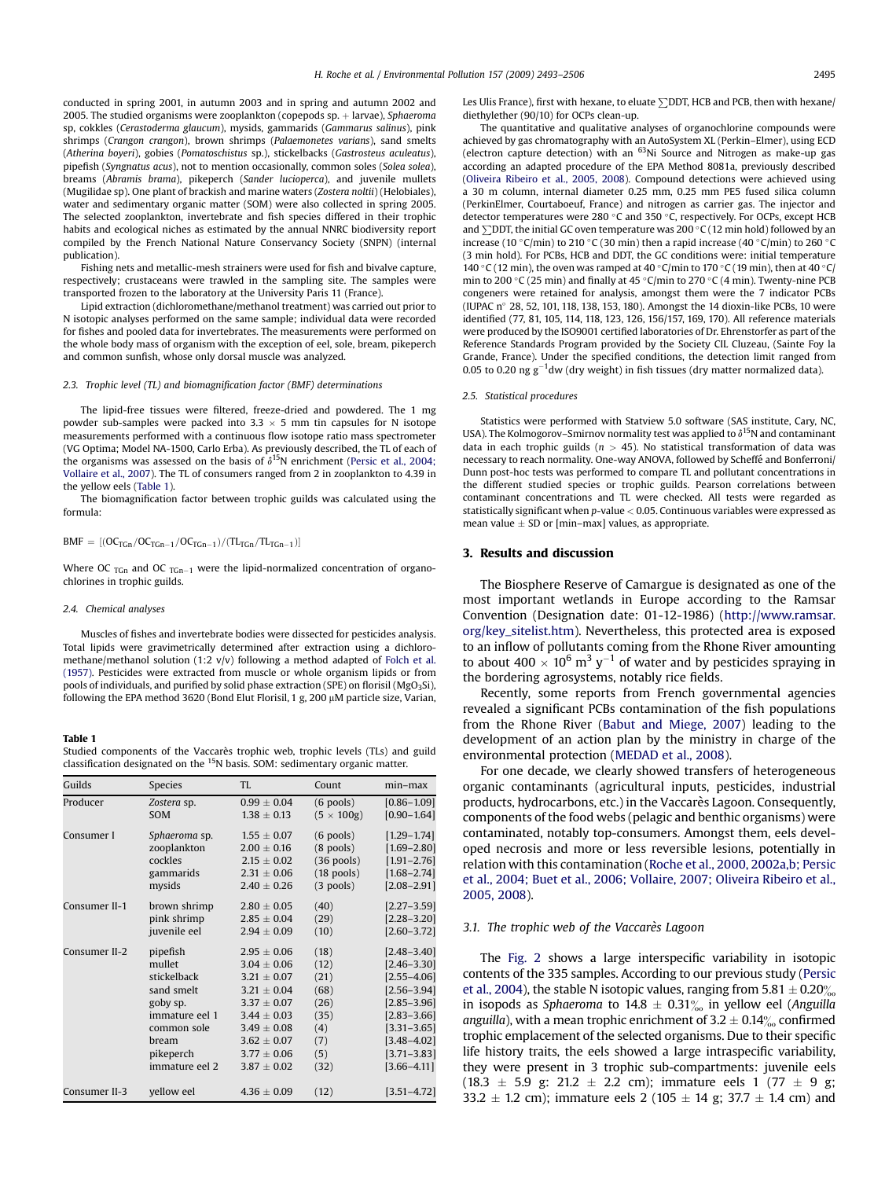conducted in spring 2001, in autumn 2003 and in spring and autumn 2002 and 2005. The studied organisms were zooplankton (copepods sp. + larvae), *Sphaeroma* sp, cokkles (*Cerastoderma glaucum*), mysids, gammarids (*Gammarus salinus*), pink shrimps (*Crangon crangon*), brown shrimps (*Palaemonetes varians*), sand smelts (*Atherina boyeri*), gobies (*Pomatoschistus* sp.), stickelbacks (*Gastrosteus aculeatus*), pipefish (*Syngnatus acus*), not to mention occasionally, common soles (*Solea solea*), breams (*Abramis brama*), pikeperch (*Sander lucioperca*), and juvenile mullets (Mugilidae sp). One plant of brackish and marine waters (*Zostera noltii*) (Helobiales), water and sedimentary organic matter (SOM) were also collected in spring 2005. The selected zooplankton, invertebrate and fish species differed in their trophic habits and ecological niches as estimated by the annual NNRC biodiversity report compiled by the French National Nature Conservancy Society (SNPN) (internal publication).

Fishing nets and metallic-mesh strainers were used for fish and bivalve capture, respectively; crustaceans were trawled in the sampling site. The samples were transported frozen to the laboratory at the University Paris 11 (France).

Lipid extraction (dichloromethane/methanol treatment) was carried out prior to N isotopic analyses performed on the same sample; individual data were recorded for fishes and pooled data for invertebrates. The measurements were performed on the whole body mass of organism with the exception of eel, sole, bream, pikeperch and common sunfish, whose only dorsal muscle was analyzed.

### 2.3. Trophic level (TL) and biomagnification factor (BMF) determinations

The lipid-free tissues were filtered, freeze-dried and powdered. The 1 mg powder sub-samples were packed into 3.3 × 5 mm tin capsules for N isotope measurements performed with a continuous flow isotope ratio mass spectrometer (VG Optima; Model NA-1500, Carlo Erba). As previously described, the TL of each of the organisms was assessed on the basis of $\delta^{15}N$ enrichment (Persic et al., 2004; Vollaire et al., 2007). The TL of consumers ranged from 2 in zooplankton to 4.39 in the yellow eels (Table 1).

The biomagnification factor between trophic guilds was calculated using the formula:

$$BMF = [(OC_{TGn}/OC_{TGn-1}/OC_{TGn-1})/(TL_{TGn}/TL_{TGn-1})]$$

Where $OC_{TGn}$ and $OC_{TGn-1}$ were the lipid-normalized concentration of organochlorines in trophic guilds.

### 2.4. Chemical analyses

Muscles of fishes and invertebrate bodies were dissected for pesticides analysis. Total lipids were gravimetrically determined after extraction using a dichloromethane/methanol solution (1:2 v/v) following a method adapted of Folch et al. (1957). Pesticides were extracted from muscle or whole organism lipids or from pools of individuals, and purified by solid phase extraction (SPE) on florisil ($MgO_3Si$), following the EPA method 3620 (Bond Elut Florisil, 1 g, 200 μM particle size, Varian, Les Ulis France), first with hexane, to eluate ∑DDT, HCB and PCB, then with hexane/diethylether (90/10) for OCPs clean-up.

The quantitative and qualitative analyses of organochloride compounds were achieved by gas chromatography with an AutoSystem XL (Perkin–Elmer), using ECD (electron capture detection) with an $^{63}Ni$ Source and Nitrogen as make-up gas according an adapted procedure of the EPA Method 8081a, previously described (Oliveira Ribeiro et al., 2005, 2008). Compound detections were achieved using a 30 m column, internal diameter 0.25 mm, 0.25 mm PE5 fused silica column (PerkinElmer, Courtaboeuf, France) and nitrogen as carrier gas. The injector and detector temperatures were 280 °C and 350 °C, respectively. For OCPs, except HCB and ∑DDT, the initial GC oven temperature was 200 °C (12 min hold) followed by an increase (10 °C/min) to 210 °C (30 min) then a rapid increase (40 °C/min) to 260 °C (3 min hold). For PCBs, HCB and DDT, the GC conditions were: initial temperature 140 °C (12 min), the oven was ramped at 40 °C/min to 170 °C (19 min), then at 40 °C/min to 200 °C (25 min) and finally at 45 °C/min to 270 °C (4 min). Twenty-nine PCB congeners were retained for analysis, amongst them were the 7 indicator PCBs (IUPAC n° 28, 52, 101, 118, 138, 153, 180). Amongst the 14 dioxin-like PCBs, 10 were identified (77, 81, 105, 114, 118, 123, 126, 156/157, 169, 170). All reference materials were produced by the ISO9001 certified laboratories of Dr. Ehrenstorfer as part of the Reference Standards Program provided by the Society CIL Cluzeau, (Sainte Foy la Grande, France). Under the specified conditions, the detection limit ranged from 0.05 to 0.20 ng $g^{-1}$dw (dry weight) in fish tissues (dry matter normalized data).

### 2.5. Statistical procedures

Statistics were performed with Statview 5.0 software (SAS institute, Cary, NC, USA). The Kolmogorov–Smirnov normality test was applied to $\delta^{15}N$ and contaminant data in each trophic guilds ($n > 45$). No statistical transformation of data was necessary to reach normality. One-way ANOVA, followed by Scheffé and Bonferroni/Dunn post-hoc tests was performed to compare TL and pollutant concentrations in the different studied species or trophic guilds. Pearson correlations between contaminant concentrations and TL were checked. All tests were regarded as statistically significant when *p*-value < 0.05. Continuous variables were expressed as mean value ± SD or [min–max] values, as appropriate.

**Table 1**
Studied components of the Vaccarès trophic web, trophic levels (TLs) and guild classification designated on the $^{15}N$ basis. SOM: sedimentary organic matter.

| Guilds | Species | TL | Count | min–max |
|---|---|---|---|---|
| Producer | *Zostera* sp. | 0.99 ± 0.04 | (6 pools) | [0.86–1.09] |
| | SOM | 1.38 ± 0.13 | (5 × 100g) | [0.90–1.64] |
| Consumer I | *Sphaeroma* sp. | 1.55 ± 0.07 | (6 pools) | [1.29–1.74] |
| | zooplankton | 2.00 ± 0.16 | (8 pools) | [1.69–2.80] |
| | cockles | 2.15 ± 0.02 | (36 pools) | [1.91–2.76] |
| | gammarids | 2.31 ± 0.06 | (18 pools) | [1.68–2.74] |
| | mysids | 2.40 ± 0.26 | (3 pools) | [2.08–2.91] |
| Consumer II-1 | brown shrimp | 2.80 ± 0.05 | (40) | [2.27–3.59] |
| | pink shrimp | 2.85 ± 0.04 | (29) | [2.28–3.20] |
| | juvenile eel | 2.94 ± 0.09 | (10) | [2.60–3.72] |
| Consumer II-2 | pipefish | 2.95 ± 0.06 | (18) | [2.48–3.40] |
| | mullet | 3.04 ± 0.06 | (12) | [2.46–3.30] |
| | stickelback | 3.21 ± 0.07 | (21) | [2.55–4.06] |
| | sand smelt | 3.21 ± 0.04 | (68) | [2.56–3.94] |
| | goby sp. | 3.37 ± 0.07 | (26) | [2.85–3.96] |
| | immature eel 1 | 3.44 ± 0.03 | (35) | [2.83–3.66] |
| | common sole | 3.49 ± 0.08 | (4) | [3.31–3.65] |
| | bream | 3.62 ± 0.07 | (7) | [3.48–4.02] |
| | pikeperch | 3.77 ± 0.06 | (5) | [3.71–3.83] |
| | immature eel 2 | 3.87 ± 0.02 | (32) | [3.66–4.11] |
| Consumer II-3 | yellow eel | 4.36 ± 0.09 | (12) | [3.51–4.72] |

## 3. Results and discussion

The Biosphere Reserve of Camargue is designated as one of the most important wetlands in Europe according to the Ramsar Convention (Designation date: 01-12-1986) (http://www.ramsar.org/key_sitelist.htm). Nevertheless, this protected area is exposed to an inflow of pollutants coming from the Rhone River amounting to about 400 × $10^6$ $m^3$ $y^{-1}$ of water and by pesticides spraying in the bordering agrosystems, notably rice fields.

Recently, some reports from French governmental agencies revealed a significant PCBs contamination of the fish populations from the Rhone River (Babut and Miege, 2007) leading to the development of an action plan by the ministry in charge of the environmental protection (MEDAD et al., 2008).

For one decade, we clearly showed transfers of heterogeneous organic contaminants (agricultural inputs, pesticides, industrial products, hydrocarbons, etc.) in the Vaccarès Lagoon. Consequently, components of the food webs (pelagic and benthic organisms) were contaminated, notably top-consumers. Amongst them, eels developed necrosis and more or less reversible lesions, potentially in relation with this contamination (Roche et al., 2000, 2002a,b; Persic et al., 2004; Buet et al., 2006; Vollaire, 2007; Oliveira Ribeiro et al., 2005, 2008).

### 3.1. The trophic web of the Vaccarès Lagoon

The Fig. 2 shows a large interspecific variability in isotopic contents of the 335 samples. According to our previous study (Persic et al., 2004), the stable N isotopic values, ranging from 5.81 ± 0.20‰ in isopods as *Sphaeroma* to 14.8 ± 0.31‰ in yellow eel (*Anguilla anguilla*), with a mean trophic enrichment of 3.2 ± 0.14‰ confirmed trophic emplacement of the selected organisms. Due to their specific life history traits, the eels showed a large intraspecific variability, they were present in 3 trophic sub-compartments: juvenile eels (18.3 ± 5.9 g: 21.2 ± 2.2 cm); immature eels 1 (77 ± 9 g; 33.2 ± 1.2 cm); immature eels 2 (105 ± 14 g; 37.7 ± 1.4 cm) and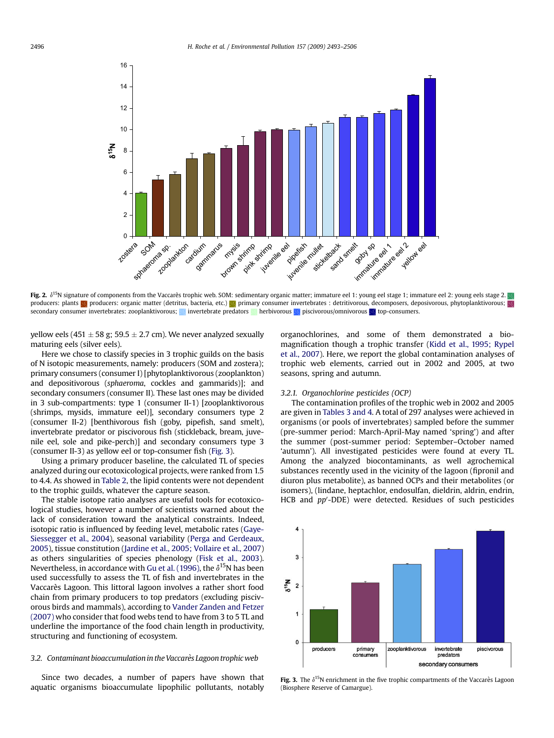Fig. 2. $\delta^{15}N$ signature of components from the Vaccarès trophic web. SOM: sedimentary organic matter; immature eel 1: young eel stage 1; immature eel 2: young eels stage 2. producers: plants; producers: organic matter (detritus, bacteria, etc.); primary consumer invertebrates : detritivorous, decomposers, deposivorous, phytoplanktivorous; secondary consumer invertebrates: zooplanktivorous; invertebrate predators; herbivorous; piscivorous/omnivorous; top-consumers.

yellow eels (451 ± 58 g; 59.5 ± 2.7 cm). We never analyzed sexually maturing eels (silver eels).

Here we chose to classify species in 3 trophic guilds on the basis of N isotopic measurements, namely: producers (SOM and zostera); primary consumers (consumer I) [phytoplanktivorous (zooplankton) and depositivorous (*sphaeroma*, cockles and gammarids)]; and secondary consumers (consumer II). These last ones may be divided in 3 sub-compartments: type 1 (consumer II-1) [zooplanktivorous (shrimps, mysids, immature eel)], secondary consumers type 2 (consumer II-2) [benthivorous fish (goby, pipefish, sand smelt), invertebrate predator or piscivorous fish (stickleback, bream, juvenile eel, sole and pike-perch)] and secondary consumers type 3 (consumer II-3) as yellow eel or top-consumer fish (Fig. 3).

Using a primary producer baseline, the calculated TL of species analyzed during our ecotoxicological projects, were ranked from 1.5 to 4.4. As showed in Table 2, the lipid contents were not dependent to the trophic guilds, whatever the capture season.

The stable isotope ratio analyses are useful tools for ecotoxicological studies, however a number of scientists warned about the lack of consideration toward the analytical constraints. Indeed, isotopic ratio is influenced by feeding level, metabolic rates (Gaye-Siessegger et al., 2004), seasonal variability (Perga and Gerdeaux, 2005), tissue constitution (Jardine et al., 2005; Vollaire et al., 2007) as others singularities of species phenology (Fisk et al., 2003). Nevertheless, in accordance with Gu et al. (1996), the $\delta^{15}N$ has been used successfully to assess the TL of fish and invertebrates in the Vaccarès Lagoon. This littoral lagoon involves a rather short food chain from primary producers to top predators (excluding piscivorous birds and mammals), according to Vander Zanden and Fetzer (2007) who consider that food webs tend to have from 3 to 5 TL and underline the importance of the food chain length in productivity, structuring and functioning of ecosystem.

### 3.2. Contaminant bioaccumulation in the Vaccarès Lagoon trophic web

Since two decades, a number of papers have shown that aquatic organisms bioaccumulate lipophilic pollutants, notably organochlorines, and some of them demonstrated a biomagnification though a trophic transfer (Kidd et al., 1995; Rypel et al., 2007). Here, we report the global contamination analyses of trophic web elements, carried out in 2002 and 2005, at two seasons, spring and autumn.

#### 3.2.1. Organochlorine pesticides (OCP)

The contamination profiles of the trophic web in 2002 and 2005 are given in Tables 3 and 4. A total of 297 analyses were achieved in organisms (or pools of invertebrates) sampled before the summer (pre-summer period: March-April-May named 'spring') and after the summer (post-summer period: September–October named 'autumn'). All investigated pesticides were found at every TL. Among the analyzed biocontaminants, as well agrochemical substances recently used in the vicinity of the lagoon (fipronil and diuron plus metabolite), as banned OCPs and their metabolites (or isomers), (lindane, heptachlor, endosulfan, dieldrin, aldrin, endrin, HCB and *pp'*-DDE) were detected. Residues of such pesticides

Fig. 3. The $\delta^{15}N$ enrichment in the five trophic compartments of the Vaccarès Lagoon (Biosphere Reserve of Camargue).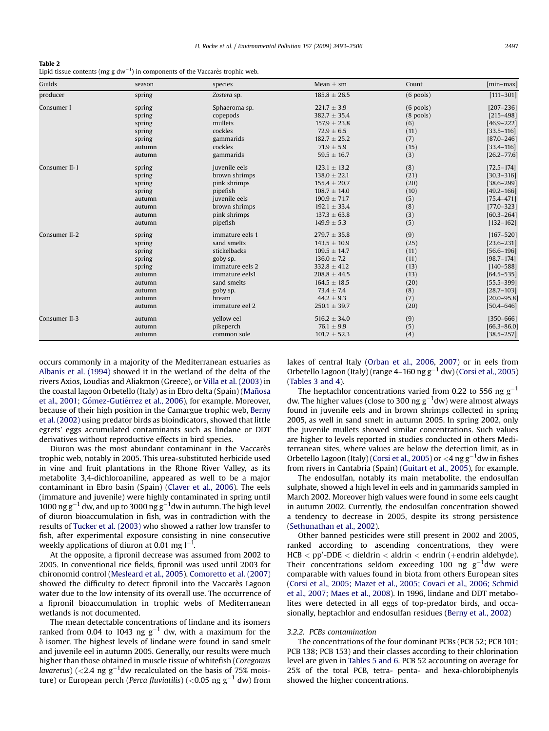**Table 2**
Lipid tissue contents (mg g dw$^{-1}$) in components of the Vaccarès trophic web.

| Guilds | season | species | Mean ± sm | Count | [min–max] |
|---|---|---|---|---|---|
| producer | spring | *Zostera* sp. | 185.8 ± 26.5 | (6 pools) | [111–301] |
| Consumer I | spring | Sphaeroma sp. | 221.7 ± 3.9 | (6 pools) | [207–236] |
| | spring | copepods | 382.7 ± 35.4 | (8 pools) | [215–498] |
| | spring | mullets | 157.9 ± 23.8 | (6) | [46.9–222] |
| | spring | cockles | 72.9 ± 6.5 | (11) | [33.5–116] |
| | spring | gammarids | 182.7 ± 25.2 | (7) | [87.0–246] |
| | autumn | cockles | 71.9 ± 5.9 | (15) | [33.4–116] |
| | autumn | gammarids | 59.5 ± 16.7 | (3) | [26.2–77.6] |
| Consumer II-1 | spring | juvenile eels | 123.1 ± 13.2 | (8) | [72.5–174] |
| | spring | brown shrimps | 138.0 ± 22.1 | (21) | [30.3–316] |
| | spring | pink shrimps | 155.4 ± 20.7 | (20) | [38.6–299] |
| | spring | pipefish | 108.7 ± 14.0 | (10) | [49.2–166] |
| | autumn | juvenile eels | 190.9 ± 71.7 | (5) | [75.4–471] |
| | autumn | brown shrimps | 192.1 ± 33.4 | (8) | [77.0–323] |
| | autumn | pink shrimps | 137.3 ± 63.8 | (3) | [60.3–264] |
| | autumn | pipefish | 149.9 ± 5.3 | (5) | [132–162] |
| Consumer II-2 | spring | immature eels 1 | 279.7 ± 35.8 | (9) | [167–520] |
| | spring | sand smelts | 143.5 ± 10.9 | (25) | [23.6–231] |
| | spring | stickelbacks | 109.5 ± 14.7 | (11) | [56.6–196] |
| | spring | goby sp. | 136.0 ± 7.2 | (11) | [98.7–174] |
| | spring | immature eels 2 | 332.8 ± 41.2 | (13) | [140–588] |
| | autumn | immature eels1 | 208.8 ± 44.5 | (13) | [64.5–535] |
| | autumn | sand smelts | 164.5 ± 18.5 | (20) | [55.5–399] |
| | autumn | goby sp. | 73.4 ± 7.4 | (8) | [28.7–103] |
| | autumn | bream | 44.2 ± 9.3 | (7) | [20.0–95.8] |
| | autumn | immature eel 2 | 250.1 ± 39.7 | (20) | [50.4–646] |
| Consumer II-3 | autumn | yellow eel | 516.2 ± 34.0 | (9) | [350–666] |
| | autumn | pikeperch | 76.1 ± 9.9 | (5) | [66.3–86.0] |
| | autumn | common sole | 101.7 ± 52.3 | (4) | [38.5–257] |

occurs commonly in a majority of the Mediterranean estuaries as Albanis et al. (1994) showed it in the wetland of the delta of the rivers Axios, Loudias and Aliakmon (Greece), or Villa et al. (2003) in the coastal lagoon Orbetello (Italy) as in Ebro delta (Spain) (Mañosa et al., 2001; Gómez-Gutiérrez et al., 2006), for example. Moreover, because of their high position in the Camargue trophic web, Berny et al. (2002) using predator birds as bioindicators, showed that little egrets' eggs accumulated contaminants such as lindane or DDT derivatives without reproductive effects in bird species.

Diuron was the most abundant contaminant in the Vaccarès trophic web, notably in 2005. This urea-substituted herbicide used in vine and fruit plantations in the Rhone River Valley, as its metabolite 3,4-dichloroaniline, appeared as well to be a major contaminant in Ebro basin (Spain) (Claver et al., 2006). The eels (immature and juvenile) were highly contaminated in spring until 1000 ng g$^{-1}$ dw, and up to 3000 ng g$^{-1}$dw in autumn. The high level of diuron bioaccumulation in fish, was in contradiction with the results of Tucker et al. (2003) who showed a rather low transfer to fish, after experimental exposure consisting in nine consecutive weekly applications of diuron at 0.01 mg l$^{-1}$.

At the opposite, a fipronil decrease was assumed from 2002 to 2005. In conventional rice fields, fipronil was used until 2003 for chironomid control (Mesleard et al., 2005). Comoretto et al. (2007) showed the difficulty to detect fipronil into the Vaccarès Lagoon water due to the low intensity of its overall use. The occurrence of a fipronil bioaccumulation in trophic webs of Mediterranean wetlands is not documented.

The mean detectable concentrations of lindane and its isomers ranked from 0.04 to 1043 ng g$^{-1}$ dw, with a maximum for the δ isomer. The highest levels of lindane were found in sand smelt and juvenile eel in autumn 2005. Generally, our results were much higher than those obtained in muscle tissue of whitefish (*Coregonus lavaretus*) (<2.4 ng g$^{-1}$dw recalculated on the basis of 75% moisture) or European perch (*Perca fluviatilis*) (<0.05 ng g$^{-1}$ dw) from lakes of central Italy (Orban et al., 2006, 2007) or in eels from Orbetello Lagoon (Italy) (range 4–160 ng g$^{-1}$ dw) (Corsi et al., 2005) (Tables 3 and 4).

The heptachlor concentrations varied from 0.22 to 556 ng g$^{-1}$ dw. The higher values (close to 300 ng g$^{-1}$dw) were almost always found in juvenile eels and in brown shrimps collected in spring 2005, as well in sand smelt in autumn 2005. In spring 2002, only the juvenile mullets showed similar concentrations. Such values are higher to levels reported in studies conducted in others Mediterranean sites, where values are below the detection limit, as in Orbetello Lagoon (Italy) (Corsi et al., 2005) or <4 ng g$^{-1}$dw in fishes from rivers in Cantabria (Spain) (Guitart et al., 2005), for example.

The endosulfan, notably its main metabolite, the endosulfan sulphate, showed a high level in eels and in gammarids sampled in March 2002. Moreover high values were found in some eels caught in autumn 2002. Currently, the endosulfan concentration showed a tendency to decrease in 2005, despite its strong persistence (Sethunathan et al., 2002).

Other banned pesticides were still present in 2002 and 2005, ranked according to ascending concentrations, they were HCB < pp′-DDE < dieldrin < aldrin < endrin (+endrin aldehyde). Their concentrations seldom exceeding 100 ng g$^{-1}$dw were comparable with values found in biota from others European sites (Corsi et al., 2005; Mazet et al., 2005; Covaci et al., 2006; Schmid et al., 2007; Maes et al., 2008). In 1996, lindane and DDT metabolites were detected in all eggs of top-predator birds, and occasionally, heptachlor and endosulfan residues (Berny et al., 2002)

### 3.2.2. PCBs contamination

The concentrations of the four dominant PCBs (PCB 52; PCB 101; PCB 138; PCB 153) and their classes according to their chlorination level are given in Tables 5 and 6. PCB 52 accounting on average for 25% of the total PCB, tetra- penta- and hexa-chlorobiphenyls showed the higher concentrations.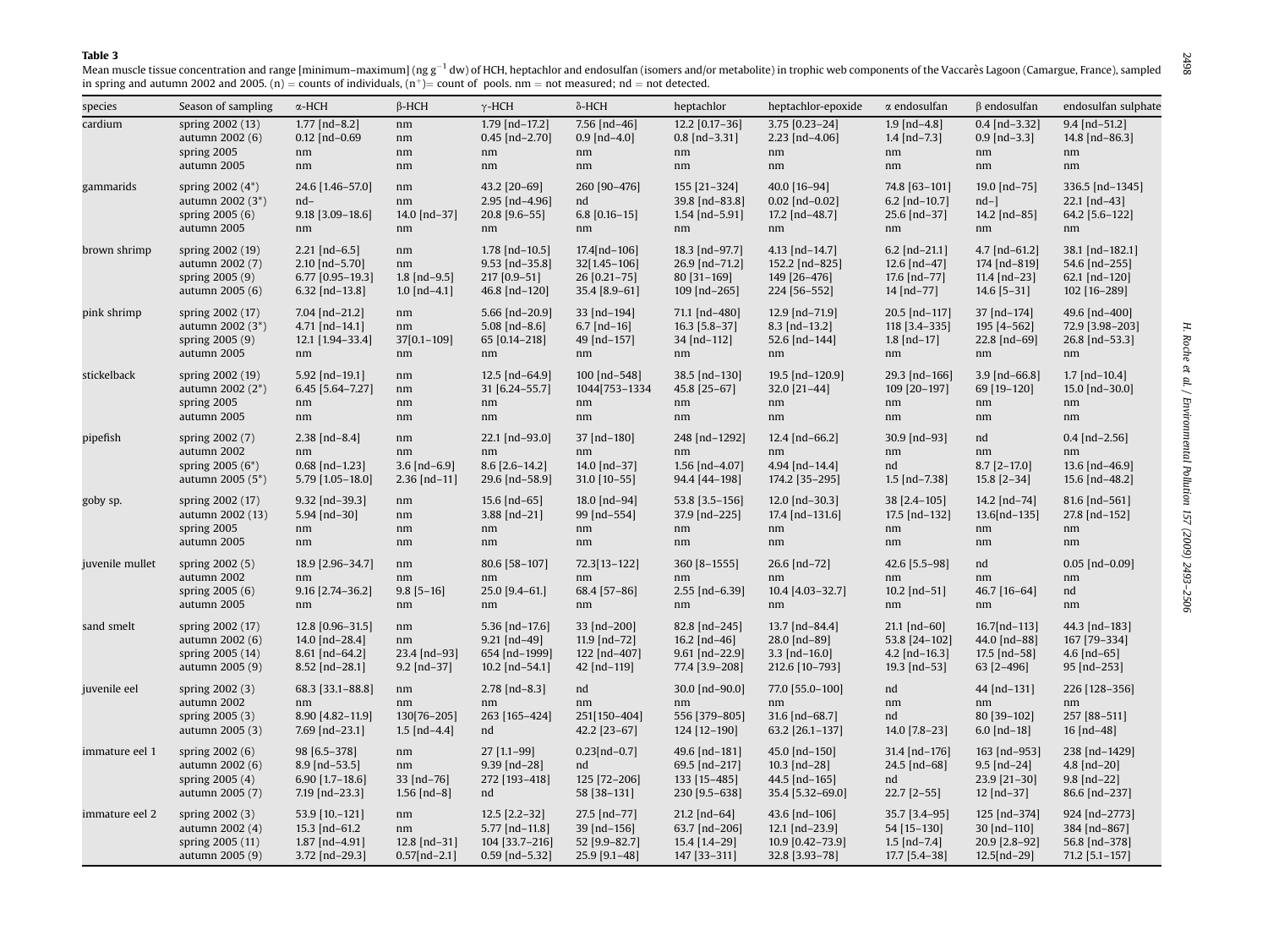**Table 3**

Mean muscle tissue concentration and range [minimum–maximum] (ng g$^{-1}$ dw) of HCH, heptachlor and endosulfan (isomers and/or metabolite) in trophic web components of the Vaccarès Lagoon (Camargue, France), sampled in spring and autumn 2002 and 2005. (n) = counts of individuals, (n*)= count of pools. nm = not measured; nd = not detected.

| species | Season of sampling | α-HCH | β-HCH | γ-HCH | δ-HCH | heptachlor | heptachlor-epoxide | α endosulfan | β endosulfan | endosulfan sulphate |
|---|---|---|---|---|---|---|---|---|---|---|
| cardium | spring 2002 (13) | 1.77 [nd–8.2] | nm | 1.79 [nd–17.2] | 7.56 [nd–46] | 12.2 [0.17–36] | 3.75 [0.23–24] | 1.9 [nd–4.8] | 0.4 [nd–3.32] | 9.4 [nd–51.2] |
| | autumn 2002 (6) | 0.12 [nd–0.69 | nm | 0.45 [nd–2.70] | 0.9 [nd–4.0] | 0.8 [nd–3.31] | 2.23 [nd–4.06] | 1.4 [nd–7.3] | 0.9 [nd–3.3] | 14.8 [nd–86.3] |
| | spring 2005 | nm | nm | nm | nm | nm | nm | nm | nm | nm |
| | autumn 2005 | nm | nm | nm | nm | nm | nm | nm | nm | nm |
| gammarids | spring 2002 (4*) | 24.6 [1.46–57.0] | nm | 43.2 [20–69] | 260 [90–476] | 155 [21–324] | 40.0 [16–94] | 74.8 [63–101] | 19.0 [nd–75] | 336.5 [nd–1345] |
| | autumn 2002 (3*) | nd– | nm | 2.95 [nd–4.96] | nd | 39.8 [nd–83.8] | 0.02 [nd–0.02] | 6.2 [nd–10.7] | nd–] | 22.1 [nd–43] |
| | spring 2005 (6) | 9.18 [3.09–18.6] | 14.0 [nd–37] | 20.8 [9.6–55] | 6.8 [0.16–15] | 1.54 [nd–5.91] | 17.2 [nd–48.7] | 25.6 [nd–37] | 14.2 [nd–85] | 64.2 [5.6–122] |
| | autumn 2005 | nm | nm | nm | nm | nm | nm | nm | nm | nm |
| brown shrimp | spring 2002 (19) | 2.21 [nd–6.5] | nm | 1.78 [nd–10.5] | 17.4[nd–106] | 18.3 [nd–97.7] | 4.13 [nd–14.7] | 6.2 [nd–21.1] | 4.7 [nd–61.2] | 38.1 [nd–182.1] |
| | autumn 2002 (7) | 2.10 [nd–5.70] | nm | 9.53 [nd–35.8] | 32[1.45–106] | 26.9 [nd–71.2] | 152.2 [nd–825] | 12.6 [nd–47] | 174 [nd–819] | 54.6 [nd–255] |
| | spring 2005 (9) | 6.77 [0.95–19.3] | 1.8 [nd–9.5] | 217 [0.9–51] | 26 [0.21–75] | 80 [31–169] | 149 [26–476] | 17.6 [nd–77] | 11.4 [nd–23] | 62.1 [nd–120] |
| | autumn 2005 (6) | 6.32 [nd–13.8] | 1.0 [nd–4.1] | 46.8 [nd–120] | 35.4 [8.9–61] | 109 [nd–265] | 224 [56–552] | 14 [nd–77] | 14.6 [5–31] | 102 [16–289] |
| pink shrimp | spring 2002 (17) | 7.04 [nd–21.2] | nm | 5.66 [nd–20.9] | 33 [nd–194] | 71.1 [nd–480] | 12.9 [nd–71.9] | 20.5 [nd–117] | 37 [nd–174] | 49.6 [nd–400] |
| | autumn 2002 (3*) | 4.71 [nd–14.1] | nm | 5.08 [nd–8.6] | 6.7 [nd–16] | 16.3 [5.8–37] | 8.3 [nd–13.2] | 118 [3.4–335] | 195 [4–562] | 72.9 [3.98–203] |
| | spring 2005 (9) | 12.1 [1.94–33.4] | 37[0.1–109] | 65 [0.14–218] | 49 [nd–157] | 34 [nd–112] | 52.6 [nd–144] | 1.8 [nd–17] | 22.8 [nd–69] | 26.8 [nd–53.3] |
| | autumn 2005 | nm | nm | nm | nm | nm | nm | nm | nm | nm |
| stickelback | spring 2002 (19) | 5.92 [nd–19.1] | nm | 12.5 [nd–64.9] | 100 [nd–548] | 38.5 [nd–130] | 19.5 [nd–120.9] | 29.3 [nd–166] | 3.9 [nd–66.8] | 1.7 [nd–10.4] |
| | autumn 2002 (2*) | 6.45 [5.64–7.27] | nm | 31 [6.24–55.7] | 1044[753–1334 | 45.8 [25–67] | 32.0 [21–44] | 109 [20–197] | 69 [19–120] | 15.0 [nd–30.0] |
| | spring 2005 | nm | nm | nm | nm | nm | nm | nm | nm | nm |
| | autumn 2005 | nm | nm | nm | nm | nm | nm | nm | nm | nm |
| pipefish | spring 2002 (7) | 2.38 [nd–8.4] | nm | 22.1 [nd–93.0] | 37 [nd–180] | 248 [nd–1292] | 12.4 [nd–66.2] | 30.9 [nd–93] | nd | 0.4 [nd–2.56] |
| | autumn 2002 | nm | nm | nm | nm | nm | nm | nm | nm | nm |
| | spring 2005 (6*) | 0.68 [nd–1.23] | 3.6 [nd–6.9] | 8.6 [2.6–14.2] | 14.0 [nd–37] | 1.56 [nd–4.07] | 4.94 [nd–14.4] | nd | 8.7 [2–17.0] | 13.6 [nd–46.9] |
| | autumn 2005 (5*) | 5.79 [1.05–18.0] | 2.36 [nd–11] | 29.6 [nd–58.9] | 31.0 [10–55] | 94.4 [44–198] | 174.2 [35–295] | 1.5 [nd–7.38] | 15.8 [2–34] | 15.6 [nd–48.2] |
| goby sp. | spring 2002 (17) | 9.32 [nd–39.3] | nm | 15.6 [nd–65] | 18.0 [nd–94] | 53.8 [3.5–156] | 12.0 [nd–30.3] | 38 [2.4–105] | 14.2 [nd–74] | 81.6 [nd–561] |
| | autumn 2002 (13) | 5.94 [nd–30] | nm | 3.88 [nd–21] | 99 [nd–554] | 37.9 [nd–225] | 17.4 [nd–131.6] | 17.5 [nd–132] | 13.6[nd–135] | 27.8 [nd–152] |
| | spring 2005 | nm | nm | nm | nm | nm | nm | nm | nm | nm |
| | autumn 2005 | nm | nm | nm | nm | nm | nm | nm | nm | nm |
| juvenile mullet | spring 2002 (5) | 18.9 [2.96–34.7] | nm | 80.6 [58–107] | 72.3[13–122] | 360 [8–1555] | 26.6 [nd–72] | 42.6 [5.5–98] | nd | 0.05 [nd–0.09] |
| | autumn 2002 | nm | nm | nm | nm | nm | nm | nm | nm | nm |
| | spring 2005 (6) | 9.16 [2.74–36.2] | 9.8 [5–16] | 25.0 [9.4–61.] | 68.4 [57–86] | 2.55 [nd–6.39] | 10.4 [4.03–32.7] | 10.2 [nd–51] | 46.7 [16–64] | nd |
| | autumn 2005 | nm | nm | nm | nm | nm | nm | nm | nm | nm |
| sand smelt | spring 2002 (17) | 12.8 [0.96–31.5] | nm | 5.36 [nd–17.6] | 33 [nd–200] | 82.8 [nd–245] | 13.7 [nd–84.4] | 21.1 [nd–60] | 16.7[nd–113] | 44.3 [nd–183] |
| | autumn 2002 (6) | 14.0 [nd–28.4] | nm | 9.21 [nd–49] | 11.9 [nd–72] | 16.2 [nd–46] | 28.0 [nd–89] | 53.8 [24–102] | 44.0 [nd–88] | 167 [79–334] |
| | spring 2005 (14) | 8.61 [nd–64.2] | 23.4 [nd–93] | 654 [nd–1999] | 122 [nd–407] | 9.61 [nd–22.9] | 3.3 [nd–16.0] | 4.2 [nd–16.3] | 17.5 [nd–58] | 4.6 [nd–65] |
| | autumn 2005 (9) | 8.52 [nd–28.1] | 9.2 [nd–37] | 10.2 [nd–54.1] | 42 [nd–119] | 77.4 [3.9–208] | 212.6 [10–793] | 19.3 [nd–53] | 63 [2–496] | 95 [nd–253] |
| juvenile eel | spring 2002 (3) | 68.3 [33.1–88.8] | nm | 2.78 [nd–8.3] | nd | 30.0 [nd–90.0] | 77.0 [55.0–100] | nd | 44 [nd–131] | 226 [128–356] |
| | autumn 2002 | nm | nm | nm | nm | nm | nm | nm | nm | nm |
| | spring 2005 (3) | 8.90 [4.82–11.9] | 130[76–205] | 263 [165–424] | 251[150–404] | 556 [379–805] | 31.6 [nd–68.7] | nd | 80 [39–102] | 257 [88–511] |
| | autumn 2005 (3) | 7.69 [nd–23.1] | 1.5 [nd–4.4] | nd | 42.2 [23–67] | 124 [12–190] | 63.2 [26.1–137] | 14.0 [7.8–23] | 6.0 [nd–18] | 16 [nd–48] |
| immature eel 1 | spring 2002 (6) | 98 [6.5–378] | nm | 27 [1.1–99] | 0.23[nd–0.7] | 49.6 [nd–181] | 45.0 [nd–150] | 31.4 [nd–176] | 163 [nd–953] | 238 [nd–1429] |
| | autumn 2002 (6) | 8.9 [nd–53.5] | nm | 9.39 [nd–28] | nd | 69.5 [nd–217] | 10.3 [nd–28] | 24.5 [nd–68] | 9.5 [nd–24] | 4.8 [nd–20] |
| | spring 2005 (4) | 6.90 [1.7–18.6] | 33 [nd–76] | 272 [193–418] | 125 [72–206] | 133 [15–485] | 44.5 [nd–165] | nd | 23.9 [21–30] | 9.8 [nd–22] |
| | autumn 2005 (7) | 7.19 [nd–23.3] | 1.56 [nd–8] | nd | 58 [38–131] | 230 [9.5–638] | 35.4 [5.32–69.0] | 22.7 [2–55] | 12 [nd–37] | 86.6 [nd–237] |
| immature eel 2 | spring 2002 (3) | 53.9 [10.–121] | nm | 12.5 [2.2–32] | 27.5 [nd–77] | 21.2 [nd–64] | 43.6 [nd–106] | 35.7 [3.4–95] | 125 [nd–374] | 924 [nd–2773] |
| | autumn 2002 (4) | 15.3 [nd–61.2 | nm | 5.77 [nd–11.8] | 39 [nd–156] | 63.7 [nd–206] | 12.1 [nd–23.9] | 54 [15–130] | 30 [nd–110] | 384 [nd–867] |
| | spring 2005 (11) | 1.87 [nd–4.91] | 12.8 [nd–31] | 104 [33.7–216] | 52 [9.9–82.7] | 15.4 [1.4–29] | 10.9 [0.42–73.9] | 1.5 [nd–7.4] | 20.9 [2.8–92] | 56.8 [nd–378] |
| | autumn 2005 (9) | 3.72 [nd–29.3] | 0.57[nd–2.1] | 0.59 [nd–5.32] | 25.9 [9.1–48] | 147 [33–311] | 32.8 [3.93–78] | 17.7 [5.4–38] | 12.5[nd–29] | 71.2 [5.1–157] |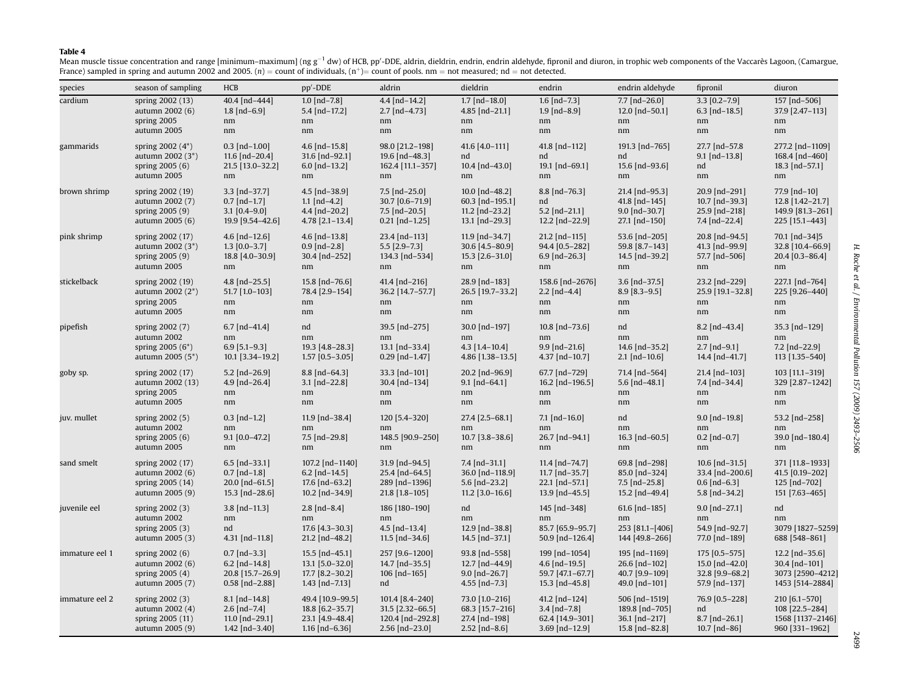**Table 4**

Mean muscle tissue concentration and range [minimum–maximum] (ng $g^{-1}$ dw) of HCB, pp′-DDE, aldrin, dieldrin, endrin, endrin aldehyde, fipronil and diuron, in trophic web components of the Vaccarès Lagoon, (Camargue, France) sampled in spring and autumn 2002 and 2005. (n) = count of individuals, (n*)= count of pools. nm = not measured; nd = not detected.

| species | season of sampling | HCB | pp′-DDE | aldrin | dieldrin | endrin | endrin aldehyde | fipronil | diuron |
|---|---|---|---|---|---|---|---|---|---|
| cardium | spring 2002 (13) | 40.4 [nd–444] | 1.0 [nd–7.8] | 4.4 [nd–14.2] | 1.7 [nd–18.0] | 1.6 [nd–7.3] | 7.7 [nd–26.0] | 3.3 [0.2–7.9] | 157 [nd–506] |
| | autumn 2002 (6) | 1.8 [nd–6.9] | 5.4 [nd–17.2] | 2.7 [nd–4.73] | 4.85 [nd–21.1] | 1.9 [nd–8.9] | 12.0 [nd–50.1] | 6.3 [nd–18.5] | 37.9 [2.47–113] |
| | spring 2005 | nm | nm | nm | nm | nm | nm | nm | nm |
| | autumn 2005 | nm | nm | nm | nm | nm | nm | nm | nm |
| gammarids | spring 2002 (4*) | 0.3 [nd–1.00] | 4.6 [nd–15.8] | 98.0 [21.2–198] | 41.6 [4.0–111] | 41.8 [nd–112] | 191.3 [nd–765] | 27.7 [nd–57.8 | 277.2 [nd–1109] |
| | autumn 2002 (3*) | 11.6 [nd–20.4] | 31.6 [nd–92.1] | 19.6 [nd–48.3] | nd | nd | nd | 9.1 [nd–13.8] | 168.4 [nd–460] |
| | spring 2005 (6) | 21.5 [13.0–32.2] | 6.0 [nd–13.2] | 162.4 [11.1–357] | 10.4 [nd–43.0] | 19.1 [nd–69.1] | 15.6 [nd–93.6] | nd | 18.3 [nd–57.1] |
| | autumn 2005 | nm | nm | nm | nm | nm | nm | nm | nm |
| brown shrimp | spring 2002 (19) | 3.3 [nd–37.7] | 4.5 [nd–38.9] | 7.5 [nd–25.0] | 10.0 [nd–48.2] | 8.8 [nd–76.3] | 21.4 [nd–95.3] | 20.9 [nd–291] | 77.9 [nd–10] |
| | autumn 2002 (7) | 0.7 [nd–1.7] | 1.1 [nd–4.2] | 30.7 [0.6–71.9] | 60.3 [nd–195.1] | nd | 41.8 [nd–145] | 10.7 [nd–39.3] | 12.8 [1.42–21.7] |
| | spring 2005 (9) | 3.1 [0.4–9.0] | 4.4 [nd–20.2] | 7.5 [nd–20.5] | 11.2 [nd–23.2] | 5.2 [nd–21.1] | 9.0 [nd–30.7] | 25.9 [nd–218] | 149.9 [81.3–261] |
| | autumn 2005 (6) | 19.9 [9.54–42.6] | 4.78 [2.1–13.4] | 0.21 [nd–1.25] | 13.1 [nd–29.3] | 12.2 [nd–22.9] | 27.1 [nd–150] | 7.4 [nd–22.4] | 225 [15.1–443] |
| pink shrimp | spring 2002 (17) | 4.6 [nd–12.6] | 4.6 [nd–13.8] | 23.4 [nd–113] | 11.9 [nd–34.7] | 21.2 [nd–115] | 53.6 [nd–205] | 20.8 [nd–94.5] | 70.1 [nd–34]5 |
| | autumn 2002 (3*) | 1.3 [0.0–3.7] | 0.9 [nd–2.8] | 5.5 [2.9–7.3] | 30.6 [4.5–80.9] | 94.4 [0.5–282] | 59.8 [8.7–143] | 41.3 [nd–99.9] | 32.8 [10.4–66.9] |
| | spring 2005 (9) | 18.8 [4.0–30.9] | 30.4 [nd–252] | 134.3 [nd–534] | 15.3 [2.6–31.0] | 6.9 [nd–26.3] | 14.5 [nd–39.2] | 57.7 [nd–506] | 20.4 [0.3–86.4] |
| | autumn 2005 | nm | nm | nm | nm | nm | nm | nm | nm |
| stickelback | spring 2002 (19) | 4.8 [nd–25.5] | 15.8 [nd–76.6] | 41.4 [nd–216] | 28.9 [nd–183] | 158.6 [nd–2676] | 3.6 [nd–37.5] | 23.2 [nd–229] | 227.1 [nd–764] |
| | autumn 2002 (2*) | 51.7 [1.0–103] | 78.4 [2.9–154] | 36.2 [14.7–57.7] | 26.5 [19.7–33.2] | 2.2 [nd–4.4] | 8.9 [8.3–9.5] | 25.9 [19.1–32.8] | 225 [9.26–440] |
| | spring 2005 | nm | nm | nm | nm | nm | nm | nm | nm |
| | autumn 2005 | nm | nm | nm | nm | nm | nm | nm | nm |
| pipefish | spring 2002 (7) | 6.7 [nd–41.4] | nd | 39.5 [nd–275] | 30.0 [nd–197] | 10.8 [nd–73.6] | nd | 8.2 [nd–43.4] | 35.3 [nd–129] |
| | autumn 2002 | nm | nm | nm | nm | nm | nm | nm | nm |
| | spring 2005 (6*) | 6.9 [5.1–9.3] | 19.3 [4.8–28.3] | 13.1 [nd–33.4] | 4.3 [1.4–10.4] | 9.9 [nd–21.6] | 14.6 [nd–35.2] | 2.7 [nd–9.1] | 7.2 [nd–22.9] |
| | autumn 2005 (5*) | 10.1 [3.34–19.2] | 1.57 [0.5–3.05] | 0.29 [nd–1.47] | 4.86 [1.38–13.5] | 4.37 [nd–10.7] | 2.1 [nd–10.6] | 14.4 [nd–41.7] | 113 [1.35–540] |
| goby sp. | spring 2002 (17) | 5.2 [nd–26.9] | 8.8 [nd–64.3] | 33.3 [nd–101] | 20.2 [nd–96.9] | 67.7 [nd–729] | 71.4 [nd–564] | 21.4 [nd–103] | 103 [11.1–319] |
| | autumn 2002 (13) | 4.9 [nd–26.4] | 3.1 [nd–22.8] | 30.4 [nd–134] | 9.1 [nd–64.1] | 16.2 [nd–196.5] | 5.6 [nd–48.1] | 7.4 [nd–34.4] | 329 [2.87–1242] |
| | spring 2005 | nm | nm | nm | nm | nm | nm | nm | nm |
| | autumn 2005 | nm | nm | nm | nm | nm | nm | nm | nm |
| juv. mullet | spring 2002 (5) | 0.3 [nd–1.2] | 11.9 [nd–38.4] | 120 [5.4–320] | 27.4 [2.5–68.1] | 7.1 [nd–16.0] | nd | 9.0 [nd–19.8] | 53.2 [nd–258] |
| | autumn 2002 | nm | nm | nm | nm | nm | nm | nm | nm |
| | spring 2005 (6) | 9.1 [0.0–47.2] | 7.5 [nd–29.8] | 148.5 [90.9–250] | 10.7 [3.8–38.6] | 26.7 [nd–94.1] | 16.3 [nd–60.5] | 0.2 [nd–0.7] | 39.0 [nd–180.4] |
| | autumn 2005 | nm | nm | nm | nm | nm | nm | nm | nm |
| sand smelt | spring 2002 (17) | 6.5 [nd–33.1] | 107.2 [nd–1140] | 31.9 [nd–94.5] | 7.4 [nd–31.1] | 11.4 [nd–74.7] | 69.8 [nd–298] | 10.6 [nd–31.5] | 371 [11.8–1933] |
| | autumn 2002 (6) | 0.7 [nd–1.8] | 6.2 [nd–14.5] | 25.4 [nd–64.5] | 36.0 [nd–118.9] | 11.7 [nd–35.7] | 85.0 [nd–324] | 33.4 [nd–200.6] | 41.5 [0.19–202] |
| | spring 2005 (14) | 20.0 [nd–61.5] | 17.6 [nd–63.2] | 289 [nd–1396] | 5.6 [nd–23.2] | 22.1 [nd–57.1] | 7.5 [nd–25.8] | 0.6 [nd–6.3] | 125 [nd–702] |
| | autumn 2005 (9) | 15.3 [nd–28.6] | 10.2 [nd–34.9] | 21.8 [1.8–105] | 11.2 [3.0–16.6] | 13.9 [nd–45.5] | 15.2 [nd–49.4] | 5.8 [nd–34.2] | 151 [7.63–465] |
| juvenile eel | spring 2002 (3) | 3.8 [nd–11.3] | 2.8 [nd–8.4] | 186 [180–190] | nd | 145 [nd–348] | 61.6 [nd–185] | 9.0 [nd–27.1] | nd |
| | autumn 2002 | nm | nm | nm | nm | nm | nm | nm | nm |
| | spring 2005 (3) | nd | 17.6 [4.3–30.3] | 4.5 [nd–13.4] | 12.9 [nd–38.8] | 85.7 [65.9–95.7] | 253 [81.1–[406] | 54.9 [nd–92.7] | 3079 [1827–5259] |
| | autumn 2005 (3) | 4.31 [nd–11.8] | 21.2 [nd–48.2] | 11.5 [nd–34.6] | 14.5 [nd–37.1] | 50.9 [nd–126.4] | 144 [49.8–266] | 77.0 [nd–189] | 688 [548–861] |
| immature eel 1 | spring 2002 (6) | 0.7 [nd–3.3] | 15.5 [nd–45.1] | 257 [9.6–1200] | 93.8 [nd–558] | 199 [nd–1054] | 195 [nd–1169] | 175 [0.5–575] | 12.2 [nd–35.6] |
| | autumn 2002 (6) | 6.2 [nd–14.8] | 13.1 [5.0–32.0] | 14.7 [nd–35.5] | 12.7 [nd–44.9] | 4.6 [nd–19.5] | 26.6 [nd–102] | 15.0 [nd–42.0] | 30.4 [nd–101] |
| | spring 2005 (4) | 20.8 [15.7–26.9] | 17.7 [8.2–30.2] | 106 [nd–165] | 9.0 [nd–26.7] | 59.7 [47.1–67.7] | 40.7 [9.9–109] | 32.8 [9.9–68.2] | 3073 [2590–4212] |
| | autumn 2005 (7) | 0.58 [nd–2.88] | 1.43 [nd–7.13] | nd | 4.55 [nd–7.3] | 15.3 [nd–45.8] | 49.0 [nd–101] | 57.9 [nd–137] | 1453 [514–2884] |
| immature eel 2 | spring 2002 (3) | 8.1 [nd–14.8] | 49.4 [10.9–99.5] | 101.4 [8.4–240] | 73.0 [1.0–216] | 41.2 [nd–124] | 506 [nd–1519] | 76.9 [0.5–228] | 210 [6.1–570] |
| | autumn 2002 (4) | 2.6 [nd–7.4] | 18.8 [6.2–35.7] | 31.5 [2.32–66.5] | 68.3 [15.7–216] | 3.4 [nd–7.8] | 189.8 [nd–705] | nd | 108 [22.5–284] |
| | spring 2005 (11) | 11.0 [nd–29.1] | 23.1 [4.9–48.4] | 120.4 [nd–292.8] | 27.4 [nd–198] | 62.4 [14.9–301] | 36.1 [nd–217] | 8.7 [nd–26.1] | 1568 [1137–2146] |
| | autumn 2005 (9) | 1.42 [nd–3.40] | 1.16 [nd–6.36] | 2.56 [nd–23.0] | 2.52 [nd–8.6] | 3.69 [nd–12.9] | 15.8 [nd–82.8] | 10.7 [nd–86] | 960 [331–1962] |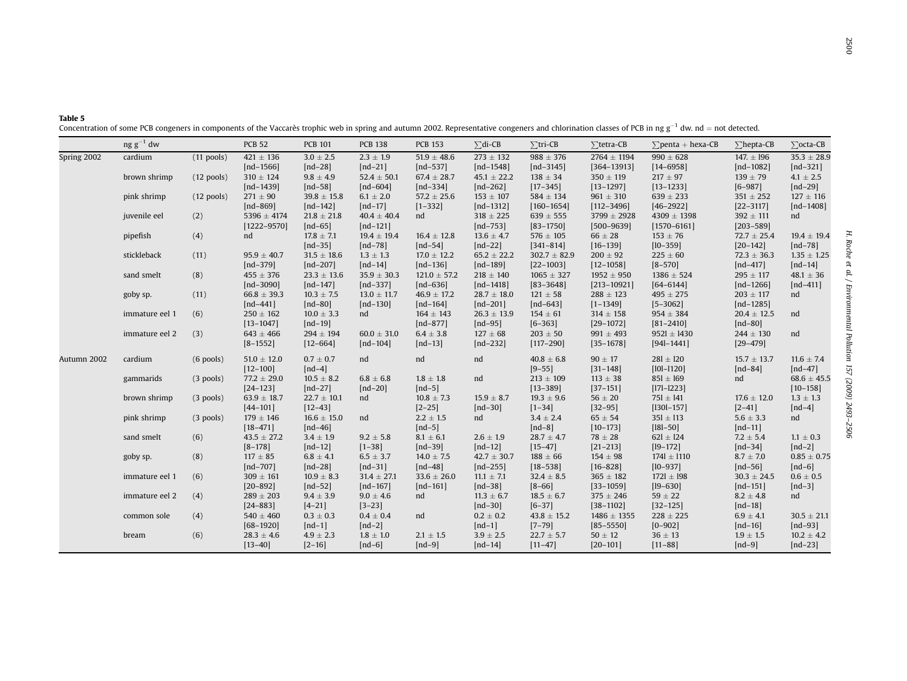**Table 5**
Concentration of some PCB congeners in components of the Vaccarès trophic web in spring and autumn 2002. Representative congeners and chlorination classes of PCB in ng g$^{-1}$ dw. nd = not detected.

| | ng g$^{-1}$ dw | | PCB 52 | PCB 101 | PCB 138 | PCB 153 | ∑di-CB | ∑tri-CB | ∑tetra-CB | ∑penta + hexa-CB | ∑hepta-CB | ∑octa-CB |
|---|---|---|---|---|---|---|---|---|---|---|---|---|
| Spring 2002 | cardium | (11 pools) | 421 ± 136 [nd–1566] | 3.0 ± 2.5 [nd–28] | 2.3 ± 1.9 [nd–21] | 51.9 ± 48.6 [nd–537] | 273 ± 132 [nd–1548] | 988 ± 376 [nd–3145] | 2764 ± 1194 [364–13913] | 990 ± 628 [14–6958] | 147. ± l96 [nd–1082] | 35.3 ± 28.9 [nd–321] |
| | brown shrimp | (12 pools) | 310 ± 124 [nd–1439] | 9.8 ± 4.9 [nd–58] | 52.4 ± 50.1 [nd–604] | 67.4 ± 28.7 [nd–334] | 45.1 ± 22.2 [nd–262] | 138 ± 34 [17–345] | 350 ± 119 [13–1297] | 217 ± 97 [13–1233] | 139 ± 79 [6–987] | 4.1 ± 2.5 [nd–29] |
| | pink shrimp | (12 pools) | 271 ± 90 [nd–869] | 39.8 ± 15.8 [nd–142] | 6.1 ± 2.0 [nd–17] | 57.2 ± 25.6 [1–332] | 153 ± 107 [nd–1312] | 584 ± 134 [160–1654] | 961 ± 310 [112–3496] | 639 ± 233 [46–2922] | 351 ± 252 [22–3117] | 127 ± 116 [nd–1408] |
| | juvenile eel | (2) | 5396 ± 4174 [1222–9570] | 21.8 ± 21.8 [nd–65] | 40.4 ± 40.4 [nd–121] | nd | 318 ± 225 [nd–753] | 639 ± 555 [83–1750] | 3799 ± 2928 [500–9639] | 4309 ± 1398 [1570–6161] | 392 ± 111 [203–589] | nd |
| | pipefish | (4) | nd | 17.8 ± 7.1 [nd–35] | 19.4 ± 19.4 [nd–78] | 16.4 ± 12.8 [nd–54] | 13.6 ± 4.7 [nd–22] | 576 ± 105 [341–814] | 66 ± 28 [16–139] | 153 ± 76 [l0–359] | 72.7 ± 25.4 [20–142] | 19.4 ± 19.4 [nd–78] |
| | stickleback | (11) | 95.9 ± 40.7 [nd–379] | 31.5 ± 18.6 [nd–207] | 1.3 ± 1.3 [nd–14] | 17.0 ± 12.2 [nd–136] | 65.2 ± 22.2 [nd–189] | 302.7 ± 82.9 [22–1003] | 200 ± 92 [12–1058] | 225 ± 60 [8–570] | 72.3 ± 36.3 [nd–417] | 1.35 ± 1.25 [nd–14] |
| | sand smelt | (8) | 455 ± 376 [nd–3090] | 23.3 ± 13.6 [nd–147] | 35.9 ± 30.3 [nd–337] | 121.0 ± 57.2 [nd–636] | 218 ± 140 [nd–1418] | 1065 ± 327 [83–3648] | 1952 ± 950 [213–10921] | 1386 ± 524 [64–6144] | 295 ± 117 [nd–1266] | 48.1 ± 36 [nd–411] |
| | goby sp. | (11) | 66.8 ± 39.3 [nd–441] | 10.3 ± 7.5 [nd–80] | 13.0 ± 11.7 [nd–130] | 46.9 ± 17.2 [nd–164] | 28.7 ± 18.0 [nd–201] | 121 ± 58 [nd–643] | 288 ± 123 [1–1349] | 495 ± 275 [5–3062] | 203 ± 117 [nd–1285] | nd |
| | immature eel 1 | (6) | 250 ± 162 [13–1047] | 10.0 ± 3.3 [nd–19] | nd | 164 ± 143 [nd–877] | 26.3 ± 13.9 [nd–95] | 154 ± 61 [6–363] | 314 ± 158 [29–1072] | 954 ± 384 [81–2410] | 20.4 ± 12.5 [nd–80] | nd |
| | immature eel 2 | (3) | 643 ± 466 [8–1552] | 294 ± 194 [12–664] | 60.0 ± 31.0 [nd–104] | 6.4 ± 3.8 [nd–13] | 127 ± 68 [nd–232] | 203 ± 50 [117–290] | 991 ± 493 [35–1678] | 952l ± l430 [94l–1441] | 244 ± 130 [29–479] | nd |
| Autumn 2002 | cardium | (6 pools) | 51.0 ± 12.0 [12–100] | 0.7 ± 0.7 [nd–4] | nd | nd | nd | 40.8 ± 6.8 [9–55] | 90 ± 17 [31–148] | 28l ± l20 [l0l–l120] | 15.7 ± 13.7 [nd–84] | 11.6 ± 7.4 [nd–47] |
| | gammarids | (3 pools) | 77.2 ± 29.0 [24–123] | 10.5 ± 8.2 [nd–27] | 6.8 ± 6.8 [nd–20] | 1.8 ± 1.8 [nd–5] | nd | 213 ± 109 [13–389] | 113 ± 38 [37–151] | 85l ± l69 [l7l–l223] | nd | 68.6 ± 45.5 [10–158] |
| | brown shrimp | (3 pools) | 63.9 ± 18.7 [44–101] | 22.7 ± 10.1 [12–43] | nd | 10.8 ± 7.3 [2–25] | 15.9 ± 8.7 [nd–30] | 19.3 ± 9.6 [1–34] | 56 ± 20 [32–95] | 75l ± l41 [l30l–157] | 17.6 ± 12.0 [2–41] | 1.3 ± 1.3 [nd–4] |
| | pink shrimp | (3 pools) | 179 ± 146 [18–471] | 16.6 ± 15.0 [nd–46] | nd | 2.2 ± 1.5 [nd–5] | nd | 3.4 ± 2.4 [nd–8] | 65 ± 54 [10–173] | 35l ± l13 [l8l–50] | 5.6 ± 3.3 [nd–11] | nd |
| | sand smelt | (6) | 43.5 ± 27.2 [8–178] | 3.4 ± 1.9 [nd–12] | 9.2 ± 5.8 [1–38] | 8.1 ± 6.1 [nd–39] | 2.6 ± 1.9 [nd–12] | 28.7 ± 4.7 [15–47] | 78 ± 28 [21–213] | 62l ± l24 [l9–172] | 7.2 ± 5.4 [nd–34] | 1.1 ± 0.3 [nd–2] |
| | goby sp. | (8) | 117 ± 85 [nd–707] | 6.8 ± 4.1 [nd–28] | 6.5 ± 3.7 [nd–31] | 14.0 ± 7.5 [nd–48] | 42.7 ± 30.7 [nd–255] | 188 ± 66 [18–538] | 154 ± 98 [16–828] | 174l ± l110 [l0–937] | 8.7 ± 7.0 [nd–56] | 0.85 ± 0.75 [nd–6] |
| | immature eel 1 | (6) | 309 ± 161 [20–892] | 10.9 ± 8.3 [nd–52] | 31.4 ± 27.1 [nd–167] | 33.6 ± 26.0 [nd–161] | 11.1 ± 7.1 [nd–38] | 32.4 ± 8.5 [8–66] | 365 ± 182 [33–1059] | 172l ± l98 [l9–630] | 30.3 ± 24.5 [nd–151] | 0.6 ± 0.5 [nd–3] |
| | immature eel 2 | (4) | 289 ± 203 [24–883] | 9.4 ± 3.9 [4–21] | 9.0 ± 4.6 [3–23] | nd | 11.3 ± 6.7 [nd–30] | 18.5 ± 6.7 [6–37] | 375 ± 246 [38–1102] | 59 ± 22 [32–125] | 8.2 ± 4.8 [nd–18] | nd |
| | common sole | (4) | 540 ± 460 [68–1920] | 0.3 ± 0.3 [nd–1] | 0.4 ± 0.4 [nd–2] | nd | 0.2 ± 0.2 [nd–1] | 43.8 ± 15.2 [7–79] | 1486 ± 1355 [85–5550] | 228 ± 225 [0–902] | 6.9 ± 4.1 [nd–16] | 30.5 ± 21.1 [nd–93] |
| | bream | (6) | 28.3 ± 4.6 [13–40] | 4.9 ± 2.3 [2–16] | 1.8 ± 1.0 [nd–6] | 2.1 ± 1.5 [nd–9] | 3.9 ± 2.5 [nd–14] | 22.7 ± 5.7 [11–47] | 50 ± 12 [20–101] | 36 ± 13 [11–88] | 1.9 ± 1.5 [nd–9] | 10.2 ± 4.2 [nd–23] |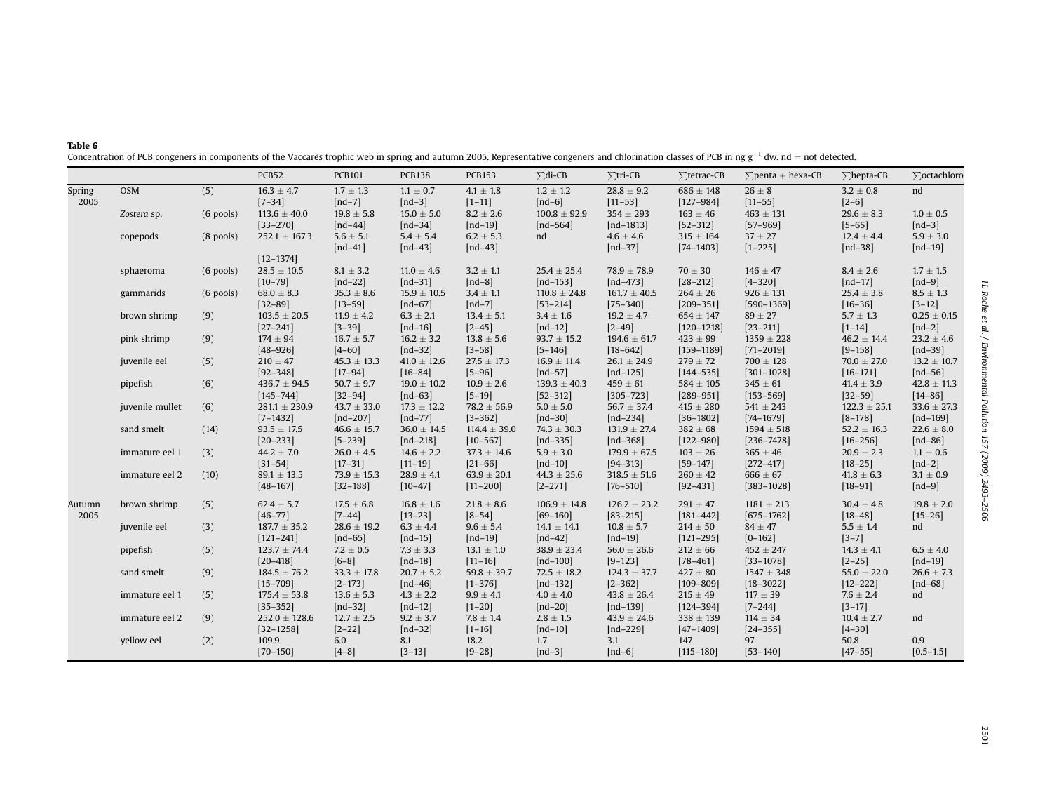**Table 6**
Concentration of PCB congeners in components of the Vaccarès trophic web in spring and autumn 2005. Representative congeners and chlorination classes of PCB in ng g$^{-1}$ dw. nd = not detected.

| | | | PCB52 | PCB101 | PCB138 | PCB153 | ∑di-CB | ∑tri-CB | ∑tetrac-CB | ∑penta + hexa-CB | ∑hepta-CB | ∑octachloro |
|---|---|---|---|---|---|---|---|---|---|---|---|---|
| Spring 2005 | OSM | (5) | 16.3 ± 4.7 [7–34] | 1.7 ± 1.3 [nd–7] | 1.1 ± 0.7 [nd–3] | 4.1 ± 1.8 [1–11] | 1.2 ± 1.2 [nd–6] | 28.8 ± 9.2 [11–53] | 686 ± 148 [127–984] | 26 ± 8 [11–55] | 3.2 ± 0.8 [2–6] | nd |
| | *Zostera* sp. | (6 pools) | 113.6 ± 40.0 [33–270] | 19.8 ± 5.8 [nd–44] | 15.0 ± 5.0 [nd–34] | 8.2 ± 2.6 [nd–19] | 100.8 ± 92.9 [nd–564] | 354 ± 293 [nd–1813] | 163 ± 46 [52–312] | 463 ± 131 [57–969] | 29.6 ± 8.3 [5–65] | 1.0 ± 0.5 [nd–3] |
| | copepods | (8 pools) | 252.1 ± 167.3 [12–1374] | 5.6 ± 5.1 [nd–41] | 5.4 ± 5.4 [nd–43] | 6.2 ± 5.3 [nd–43] | nd | 4.6 ± 4.6 [nd–37] | 315 ± 164 [74–1403] | 37 ± 27 [1–225] | 12.4 ± 4.4 [nd–38] | 5.9 ± 3.0 [nd–19] |
| | sphaeroma | (6 pools) | 28.5 ± 10.5 [10–79] | 8.1 ± 3.2 [nd–22] | 11.0 ± 4.6 [nd–31] | 3.2 ± 1.1 [nd–8] | 25.4 ± 25.4 [nd–153] | 78.9 ± 78.9 [nd–473] | 70 ± 30 [28–212] | 146 ± 47 [4–320] | 8.4 ± 2.6 [nd–17] | 1.7 ± 1.5 [nd–9] |
| | gammarids | (6 pools) | 68.0 ± 8.3 [32–89] | 35.3 ± 8.6 [13–59] | 15.9 ± 10.5 [nd–67] | 3.4 ± 1.1 [nd–7] | 110.8 ± 24.8 [53–214] | 161.7 ± 40.5 [75–340] | 264 ± 26 [209–351] | 926 ± 131 [590–1369] | 25.4 ± 3.8 [16–36] | 8.5 ± 1.3 [3–12] |
| | brown shrimp | (9) | 103.5 ± 20.5 [27–241] | 11.9 ± 4.2 [3–39] | 6.3 ± 2.1 [nd–16] | 13.4 ± 5.1 [2–45] | 3.4 ± 1.6 [nd–12] | 19.2 ± 4.7 [2–49] | 654 ± 147 [120–1218] | 89 ± 27 [23–211] | 5.7 ± 1.3 [1–14] | 0.25 ± 0.15 [nd–2] |
| | pink shrimp | (9) | 174 ± 94 [48–926] | 16.7 ± 5.7 [4–60] | 16.2 ± 3.2 [nd–32] | 13.8 ± 5.6 [3–58] | 93.7 ± 15.2 [5–146] | 194.6 ± 61.7 [18–642] | 423 ± 99 [159–1189] | 1359 ± 228 [71–2019] | 46.2 ± 14.4 [9–158] | 23.2 ± 4.6 [nd–39] |
| | juvenile eel | (5) | 210 ± 47 [92–348] | 45.3 ± 13.3 [17–94] | 41.0 ± 12.6 [16–84] | 27.5 ± 17.3 [5–96] | 16.9 ± 11.4 [nd–57] | 26.1 ± 24.9 [nd–125] | 279 ± 72 [144–535] | 700 ± 128 [301–1028] | 70.0 ± 27.0 [16–171] | 13.2 ± 10.7 [nd–56] |
| | pipefish | (6) | 436.7 ± 94.5 [145–744] | 50.7 ± 9.7 [32–94] | 19.0 ± 10.2 [nd–63] | 10.9 ± 2.6 [5–19] | 139.3 ± 40.3 [52–312] | 459 ± 61 [305–723] | 584 ± 105 [289–951] | 345 ± 61 [153–569] | 41.4 ± 3.9 [32–59] | 42.8 ± 11.3 [14–86] |
| | juvenile mullet | (6) | 281.1 ± 230.9 [7–1432] | 43.7 ± 33.0 [nd–207] | 17.3 ± 12.2 [nd–77] | 78.2 ± 56.9 [3–362] | 5.0 ± 5.0 [nd–30] | 56.7 ± 37.4 [nd–234] | 415 ± 280 [36–1802] | 541 ± 243 [74–1679] | 122.3 ± 25.1 [8–178] | 33.6 ± 27.3 [nd–169] |
| | sand smelt | (14) | 93.5 ± 17.5 [20–233] | 46.6 ± 15.7 [5–239] | 36.0 ± 14.5 [nd–218] | 114.4 ± 39.0 [10–567] | 74.3 ± 30.3 [nd–335] | 131.9 ± 27.4 [nd–368] | 382 ± 68 [122–980] | 1594 ± 518 [236–7478] | 52.2 ± 16.3 [16–256] | 22.6 ± 8.0 [nd–86] |
| | immature eel 1 | (3) | 44.2 ± 7.0 [31–54] | 26.0 ± 4.5 [17–31] | 14.6 ± 2.2 [11–19] | 37.3 ± 14.6 [21–66] | 5.9 ± 3.0 [nd–10] | 179.9 ± 67.5 [94–313] | 103 ± 26 [59–147] | 365 ± 46 [272–417] | 20.9 ± 2.3 [18–25] | 1.1 ± 0.6 [nd–2] |
| | immature eel 2 | (10) | 89.1 ± 13.5 [48–167] | 73.9 ± 15.3 [32–188] | 28.9 ± 4.1 [10–47] | 63.9 ± 20.1 [11–200] | 44.3 ± 25.6 [2–271] | 318.5 ± 51.6 [76–510] | 260 ± 42 [92–431] | 666 ± 67 [383–1028] | 41.8 ± 6.3 [18–91] | 3.1 ± 0.9 [nd–9] |
| Autumn 2005 | brown shrimp | (5) | 62.4 ± 5.7 [46–77] | 17.5 ± 6.8 [7–44] | 16.8 ± 1.6 [13–23] | 21.8 ± 8.6 [8–54] | 106.9 ± 14.8 [69–160] | 126.2 ± 23.2 [83–215] | 291 ± 47 [181–442] | 1181 ± 213 [675–1762] | 30.4 ± 4.8 [18–48] | 19.8 ± 2.0 [15–26] |
| | juvenile eel | (3) | 187.7 ± 35.2 [121–241] | 28.6 ± 19.2 [nd–65] | 6.3 ± 4.4 [nd–15] | 9.6 ± 5.4 [nd–19] | 14.1 ± 14.1 [nd–42] | 10.8 ± 5.7 [nd–19] | 214 ± 50 [121–295] | 84 ± 47 [0–162] | 5.5 ± 1.4 [3–7] | nd |
| | pipefish | (5) | 123.7 ± 74.4 [20–418] | 7.2 ± 0.5 [6–8] | 7.3 ± 3.3 [nd–18] | 13.1 ± 1.0 [11–16] | 38.9 ± 23.4 [nd–100] | 56.0 ± 26.6 [9–123] | 212 ± 66 [78–461] | 452 ± 247 [33–1078] | 14.3 ± 4.1 [2–25] | 6.5 ± 4.0 [nd–19] |
| | sand smelt | (9) | 184.5 ± 76.2 [15–709] | 33.3 ± 17.8 [2–173] | 20.7 ± 5.2 [nd–46] | 59.8 ± 39.7 [1–376] | 72.5 ± 18.2 [nd–132] | 124.3 ± 37.7 [2–362] | 427 ± 80 [109–809] | 1547 ± 348 [18–3022] | 55.0 ± 22.0 [12–222] | 26.6 ± 7.3 [nd–68] |
| | immature eel 1 | (5) | 175.4 ± 53.8 [35–352] | 13.6 ± 5.3 [nd–32] | 4.3 ± 2.2 [nd–12] | 9.9 ± 4.1 [1–20] | 4.0 ± 4.0 [nd–20] | 43.8 ± 26.4 [nd–139] | 215 ± 49 [124–394] | 117 ± 39 [7–244] | 7.6 ± 2.4 [3–17] | nd |
| | immature eel 2 | (9) | 252.0 ± 128.6 [32–1258] | 12.7 ± 2.5 [2–22] | 9.2 ± 3.7 [nd–32] | 7.8 ± 1.4 [1–16] | 2.8 ± 1.5 [nd–10] | 43.9 ± 24.6 [nd–229] | 338 ± 139 [47–1409] | 114 ± 34 [24–355] | 10.4 ± 2.7 [4–30] | nd |
| | yellow eel | (2) | 109.9 [70–150] | 6.0 [4–8] | 8.1 [3–13] | 18.2 [9–28] | 1.7 [nd–3] | 3.1 [nd–6] | 147 [115–180] | 97 [53–140] | 50.8 [47–55] | 0.9 [0.5–1.5] |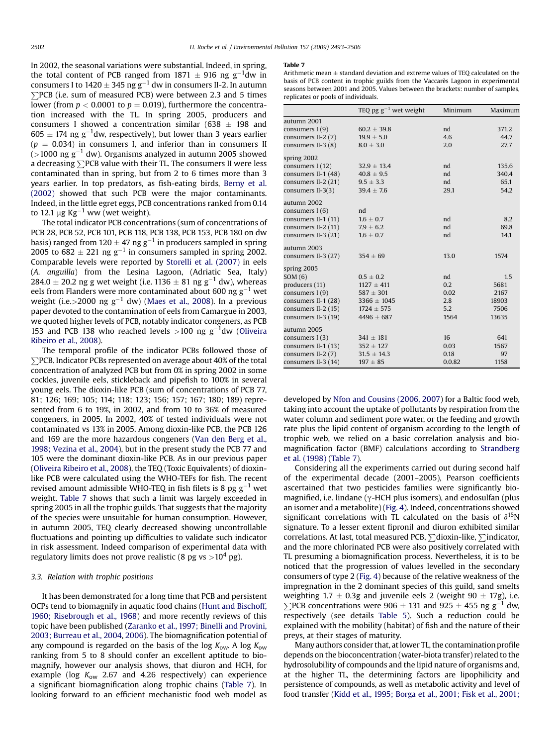In 2002, the seasonal variations were substantial. Indeed, in spring, the total content of PCB ranged from 1871 ± 916 ng $g^{-1}$dw in consumers I to 1420 ± 345 ng $g^{-1}$ dw in consumers II-2. In autumn ∑PCB (i.e. sum of measured PCB) were between 2.3 and 5 times lower (from $p < 0.0001$ to $p = 0.019$), furthermore the concentration increased with the TL. In spring 2005, producers and consumers I showed a concentration similar (638 ± 198 and 605 ± 174 ng $g^{-1}$dw, respectively), but lower than 3 years earlier ($p = 0.034$) in consumers I, and inferior than in consumers II (>1000 ng $g^{-1}$ dw). Organisms analyzed in autumn 2005 showed a decreasing ∑PCB value with their TL. The consumers II were less contaminated than in spring, but from 2 to 6 times more than 3 years earlier. In top predators, as fish-eating birds, Berny et al. (2002) showed that such PCB were the major contaminants. Indeed, in the little egret eggs, PCB concentrations ranked from 0.14 to 12.1 μg $Kg^{-1}$ ww (wet weight).

The total indicator PCB concentrations (sum of concentrations of PCB 28, PCB 52, PCB 101, PCB 118, PCB 138, PCB 153, PCB 180 on dw basis) ranged from 120 ± 47 ng $g^{-1}$ in producers sampled in spring 2005 to 682 ± 221 ng $g^{-1}$ in consumers sampled in spring 2002. Comparable levels were reported by Storelli et al. (2007) in eels (*A. anguilla*) from the Lesina Lagoon, (Adriatic Sea, Italy) 284.0 ± 20.2 ng g wet weight (i.e. 1136 ± 81 ng $g^{-1}$ dw), whereas eels from Flanders were more contaminated about 600 ng $g^{-1}$ wet weight (i.e.>2000 ng $g^{-1}$ dw) (Maes et al., 2008). In a previous paper devoted to the contamination of eels from Camargue in 2003, we quoted higher levels of PCB, notably indicator congeners, as PCB 153 and PCB 138 who reached levels >100 ng $g^{-1}$dw (Oliveira Ribeiro et al., 2008).

The temporal profile of the indicator PCBs followed those of ∑PCB. Indicator PCBs represented on average about 40% of the total concentration of analyzed PCB but from 0% in spring 2002 in some cockles, juvenile eels, stickleback and pipefish to 100% in several young eels. The dioxin-like PCB (sum of concentrations of PCB 77, 81; 126; 169; 105; 114; 118; 123; 156; 157; 167; 180; 189) represented from 6 to 19%, in 2002, and from 10 to 36% of measured congeners, in 2005. In 2002, 40% of tested individuals were not contaminated vs 13% in 2005. Among dioxin-like PCB, the PCB 126 and 169 are the more hazardous congeners (Van den Berg et al., 1998; Vezina et al., 2004), but in the present study the PCB 77 and 105 were the dominant dioxin-like PCB. As in our previous paper (Oliveira Ribeiro et al., 2008), the TEQ (Toxic Equivalents) of dioxin-like PCB were calculated using the WHO-TEFs for fish. The recent revised amount admissible WHO-TEQ in fish filets is 8 pg $g^{-1}$ wet weight. Table 7 shows that such a limit was largely exceeded in spring 2005 in all the trophic guilds. That suggests that the majority of the species were unsuitable for human consumption. However, in autumn 2005, TEQ clearly decreased showing uncontrollable fluctuations and pointing up difficulties to validate such indicator in risk assessment. Indeed comparison of experimental data with regulatory limits does not prove realistic (8 pg vs >$10^4$ pg).

### 3.3. Relation with trophic positions

It has been demonstrated for a long time that PCB and persistent OCPs tend to biomagnify in aquatic food chains (Hunt and Bischoff, 1960; Risebrough et al., 1968) and more recently reviews of this topic have been published (Zaranko et al., 1997; Binelli and Provini, 2003; Burreau et al., 2004, 2006). The biomagnification potential of any compound is regarded on the basis of the log $K_{ow}$. A log $K_{ow}$ ranking from 5 to 8 should confer an excellent aptitude to biomagnify, however our analysis shows, that diuron and HCH, for example (log $K_{ow}$ 2.67 and 4.26 respectively) can experience a significant biomagnification along trophic chains (Table 7). In looking forward to an efficient mechanistic food web model as developed by Nfon and Cousins (2006, 2007) for a Baltic food web, taking into account the uptake of pollutants by respiration from the water column and sediment pore water, or the feeding and growth rate plus the lipid content of organism according to the length of trophic web, we relied on a basic correlation analysis and biomagnification factor (BMF) calculations according to Strandberg et al. (1998) (Table 7).

Considering all the experiments carried out during second half of the experimental decade (2001–2005), Pearson coefficients ascertained that two pesticides families were significantly biomagnified, i.e. lindane (γ-HCH plus isomers), and endosulfan (plus an isomer and a metabolite) (Fig. 4). Indeed, concentrations showed significant correlations with TL calculated on the basis of $\delta^{15}$N signature. To a lesser extent fipronil and diuron exhibited similar correlations. At last, total measured PCB, ∑dioxin-like, ∑indicator, and the more chlorinated PCB were also positively correlated with TL presuming a biomagnification process. Nevertheless, it is to be noticed that the progression of values levelled in the secondary consumers of type 2 (Fig. 4) because of the relative weakness of the impregnation in the 2 dominant species of this guild, sand smelts weighting 1.7 ± 0.3g and juvenile eels 2 (weight 90 ± 17g), i.e. ∑PCB concentrations were 906 ± 131 and 925 ± 455 ng $g^{-1}$ dw, respectively (see details Table 5). Such a reduction could be explained with the mobility (habitat) of fish and the nature of their preys, at their stages of maturity.

Many authors consider that, at lower TL, the contamination profile depends on the bioconcentration (water-biota transfer) related to the hydrosolubility of compounds and the lipid nature of organisms and, at the higher TL, the determining factors are lipophilicity and persistence of compounds, as well as metabolic activity and level of food transfer (Kidd et al., 1995; Borga et al., 2001; Fisk et al., 2001;

**Table 7**
Arithmetic mean ± standard deviation and extreme values of TEQ calculated on the basis of PCB content in trophic guilds from the Vaccarès Lagoon in experimental seasons between 2001 and 2005. Values between the brackets: number of samples, replicates or pools of individuals.

| | TEQ pg $g^{-1}$ wet weight | Minimum | Maximum |
|---|---|---|---|
| autumn 2001 | | | |
| consumers I (9) | 60.2 ± 39.8 | nd | 371.2 |
| consumers II-2 (7) | 19.9 ± 5.0 | 4.6 | 44.7 |
| consumers II-3 (8) | 8.0 ± 3.0 | 2.0 | 27.7 |
| spring 2002 | | | |
| consumers I (12) | 32.9 ± 13.4 | nd | 135.6 |
| consumers II-1 (48) | 40.8 ± 9.5 | nd | 340.4 |
| consumers II-2 (21) | 9.5 ± 3.3 | nd | 65.1 |
| consumers II-3(3) | 39.4 ± 7.6 | 29.1 | 54.2 |
| autumn 2002 | | | |
| consumers I (6) | nd | | |
| consumers II-1 (11) | 1.6 ± 0.7 | nd | 8.2 |
| consumers II-2 (11) | 7.9 ± 6.2 | nd | 69.8 |
| consumers II-3 (21) | 1.6 ± 0.7 | nd | 14.1 |
| autumn 2003 | | | |
| consumers II-3 (27) | 354 ± 69 | 13.0 | 1574 |
| spring 2005 | | | |
| SOM (6) | 0.5 ± 0.2 | nd | 1.5 |
| producers (11) | 1127 ± 411 | 0.2 | 5681 |
| consumers I (9) | 587 ± 301 | 0.02 | 2167 |
| consumers II-1 (28) | 3366 ± 1045 | 2.8 | 18903 |
| consumers II-2 (15) | 1724 ± 575 | 5.2 | 7506 |
| consumers II-3 (19) | 4496 ± 687 | 1564 | 13635 |
| autumn 2005 | | | |
| consumers I (3) | 341 ± 181 | 16 | 641 |
| consumers II-1 (13) | 352 ± 127 | 0.03 | 1567 |
| consumers II-2 (7) | 31.5 ± 14.3 | 0.18 | 97 |
| consumers II-3 (14) | 197 ± 85 | 0.0.82 | 1158 |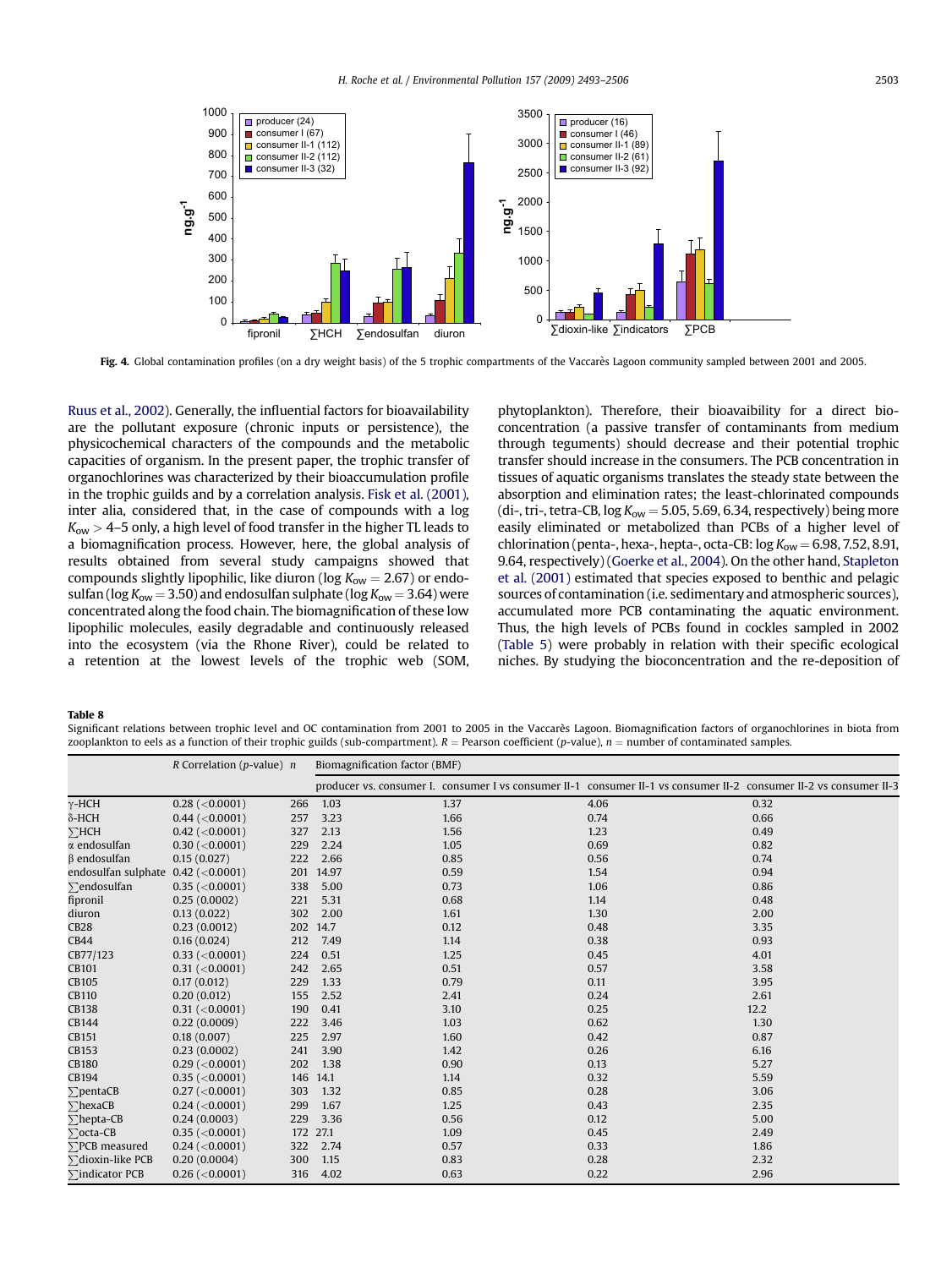Fig. 4. Global contamination profiles (on a dry weight basis) of the 5 trophic compartments of the Vaccarès Lagoon community sampled between 2001 and 2005.

Ruus et al., 2002). Generally, the influential factors for bioavailability are the pollutant exposure (chronic inputs or persistence), the physicochemical characters of the compounds and the metabolic capacities of organism. In the present paper, the trophic transfer of organochlorines was characterized by their bioaccumulation profile in the trophic guilds and by a correlation analysis. Fisk et al. (2001), inter alia, considered that, in the case of compounds with a log $K_{ow} > 4–5$ only, a high level of food transfer in the higher TL leads to a biomagnification process. However, here, the global analysis of results obtained from several study campaigns showed that compounds slightly lipophilic, like diuron (log $K_{ow} = 2.67$) or endosulfan (log $K_{ow} = 3.50$) and endosulfan sulphate (log $K_{ow} = 3.64$) were concentrated along the food chain. The biomagnification of these low lipophilic molecules, easily degradable and continuously released into the ecosystem (via the Rhone River), could be related to a retention at the lowest levels of the trophic web (SOM, phytoplankton). Therefore, their bioavaibility for a direct bioconcentration (a passive transfer of contaminants from medium through teguments) should decrease and their potential trophic transfer should increase in the consumers. The PCB concentration in tissues of aquatic organisms translates the steady state between the absorption and elimination rates; the least-chlorinated compounds (di-, tri-, tetra-CB, log $K_{ow} = 5.05, 5.69, 6.34$, respectively) being more easily eliminated or metabolized than PCBs of a higher level of chlorination (penta-, hexa-, hepta-, octa-CB: log $K_{ow} = 6.98, 7.52, 8.91, 9.64$, respectively) (Goerke et al., 2004). On the other hand, Stapleton et al. (2001) estimated that species exposed to benthic and pelagic sources of contamination (i.e. sedimentary and atmospheric sources), accumulated more PCB contaminating the aquatic environment. Thus, the high levels of PCBs found in cockles sampled in 2002 (Table 5) were probably in relation with their specific ecological niches. By studying the bioconcentration and the re-deposition of

**Table 8**
Significant relations between trophic level and OC contamination from 2001 to 2005 in the Vaccarès Lagoon. Biomagnification factors of organochlorines in biota from zooplankton to eels as a function of their trophic guilds (sub-compartment). $R$ = Pearson coefficient ($p$-value), $n$ = number of contaminated samples.

| | $R$ Correlation ($p$-value) | $n$ | Biomagnification factor (BMF) | | | |
|---|---|---|---|---|---|---|
| | | | producer vs. consumer I. | consumer I vs consumer II-1 | consumer II-1 vs consumer II-2 | consumer II-2 vs consumer II-3 |
| γ-HCH | 0.28 (<0.0001) | 266 | 1.03 | 1.37 | 4.06 | 0.32 |
| δ-HCH | 0.44 (<0.0001) | 257 | 3.23 | 1.66 | 0.74 | 0.66 |
| ∑HCH | 0.42 (<0.0001) | 327 | 2.13 | 1.56 | 1.23 | 0.49 |
| α endosulfan | 0.30 (<0.0001) | 229 | 2.24 | 1.05 | 0.69 | 0.82 |
| β endosulfan | 0.15 (0.027) | 222 | 2.66 | 0.85 | 0.56 | 0.74 |
| endosulfan sulphate | 0.42 (<0.0001) | 201 | 14.97 | 0.59 | 1.54 | 0.94 |
| ∑endosulfan | 0.35 (<0.0001) | 338 | 5.00 | 0.73 | 1.06 | 0.86 |
| fipronil | 0.25 (0.0002) | 221 | 5.31 | 0.68 | 1.14 | 0.48 |
| diuron | 0.13 (0.022) | 302 | 2.00 | 1.61 | 1.30 | 2.00 |
| CB28 | 0.23 (0.0012) | 202 | 14.7 | 0.12 | 0.48 | 3.35 |
| CB44 | 0.16 (0.024) | 212 | 7.49 | 1.14 | 0.38 | 0.93 |
| CB77/123 | 0.33 (<0.0001) | 224 | 0.51 | 1.25 | 0.45 | 4.01 |
| CB101 | 0.31 (<0.0001) | 242 | 2.65 | 0.51 | 0.57 | 3.58 |
| CB105 | 0.17 (0.012) | 229 | 1.33 | 0.79 | 0.11 | 3.95 |
| CB110 | 0.20 (0.012) | 155 | 2.52 | 2.41 | 0.24 | 2.61 |
| CB138 | 0.31 (<0.0001) | 190 | 0.41 | 3.10 | 0.25 | 12.2 |
| CB144 | 0.22 (0.0009) | 222 | 3.46 | 1.03 | 0.62 | 1.30 |
| CB151 | 0.18 (0.007) | 225 | 2.97 | 1.60 | 0.42 | 0.87 |
| CB153 | 0.23 (0.0002) | 241 | 3.90 | 1.42 | 0.26 | 6.16 |
| CB180 | 0.29 (<0.0001) | 202 | 1.38 | 0.90 | 0.13 | 5.27 |
| CB194 | 0.35 (<0.0001) | 146 | 14.1 | 1.14 | 0.32 | 5.59 |
| ∑pentaCB | 0.27 (<0.0001) | 303 | 1.32 | 0.85 | 0.28 | 3.06 |
| ∑hexaCB | 0.24 (<0.0001) | 299 | 1.67 | 1.25 | 0.43 | 2.35 |
| ∑hepta-CB | 0.24 (0.0003) | 229 | 3.36 | 0.56 | 0.12 | 5.00 |
| ∑octa-CB | 0.35 (<0.0001) | 172 | 27.1 | 1.09 | 0.45 | 2.49 |
| ∑PCB measured | 0.24 (<0.0001) | 322 | 2.74 | 0.57 | 0.33 | 1.86 |
| ∑dioxin-like PCB | 0.20 (0.0004) | 300 | 1.15 | 0.83 | 0.28 | 2.32 |
| ∑indicator PCB | 0.26 (<0.0001) | 316 | 4.02 | 0.63 | 0.22 | 2.96 |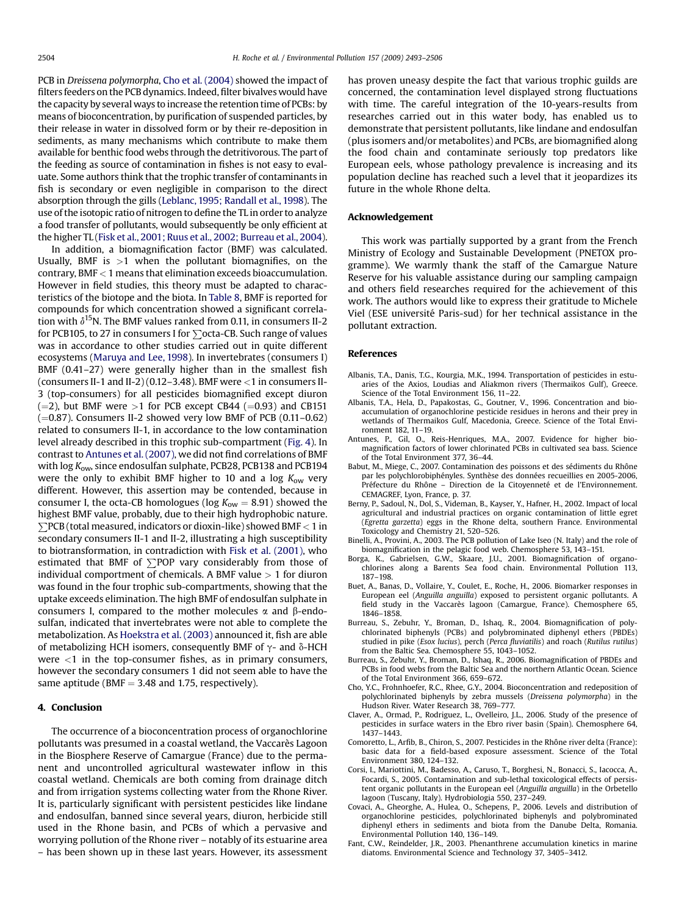PCB in *Dreissena polymorpha*, Cho et al. (2004) showed the impact of filters feeders on the PCB dynamics. Indeed, filter bivalves would have the capacity by several ways to increase the retention time of PCBs: by means of bioconcentration, by purification of suspended particles, by their release in water in dissolved form or by their re-deposition in sediments, as many mechanisms which contribute to make them available for benthic food webs through the detritivorous. The part of the feeding as source of contamination in fishes is not easy to evaluate. Some authors think that the trophic transfer of contaminants in fish is secondary or even negligible in comparison to the direct absorption through the gills (Leblanc, 1995; Randall et al., 1998). The use of the isotopic ratio of nitrogen to define the TL in order to analyze a food transfer of pollutants, would subsequently be only efficient at the higher TL (Fisk et al., 2001; Ruus et al., 2002; Burreau et al., 2004).

In addition, a biomagnification factor (BMF) was calculated. Usually, BMF is $>1$ when the pollutant biomagnifies, on the contrary, BMF $< 1$ means that elimination exceeds bioaccumulation. However in field studies, this theory must be adapted to characteristics of the biotope and the biota. In Table 8, BMF is reported for compounds for which concentration showed a significant correlation with $\delta^{15}$N. The BMF values ranked from 0.11, in consumers II-2 for PCB105, to 27 in consumers I for $\sum$octa-CB. Such range of values was in accordance to other studies carried out in quite different ecosystems (Maruya and Lee, 1998). In invertebrates (consumers I) BMF (0.41–27) were generally higher than in the smallest fish (consumers II-1 and II-2) (0.12–3.48). BMF were $<1$ in consumers II-3 (top-consumers) for all pesticides biomagnified except diuron ($=2$), but BMF were $>1$ for PCB except CB44 ($=0.93$) and CB151 ($=0.87$). Consumers II-2 showed very low BMF of PCB (0.11–0.62) related to consumers II-1, in accordance to the low contamination level already described in this trophic sub-compartment (Fig. 4). In contrast to Antunes et al. (2007), we did not find correlations of BMF with log $K_{ow}$, since endosulfan sulphate, PCB28, PCB138 and PCB194 were the only to exhibit BMF higher to 10 and a log $K_{ow}$ very different. However, this assertion may be contended, because in consumer I, the octa-CB homologues (log $K_{ow} = 8.91$) showed the highest BMF value, probably, due to their high hydrophobic nature. $\sum$PCB (total measured, indicators or dioxin-like) showed BMF $<1$ in secondary consumers II-1 and II-2, illustrating a high susceptibility to biotransformation, in contradiction with Fisk et al. (2001), who estimated that BMF of $\sum$POP vary considerably from those of individual comportment of chemicals. A BMF value $>1$ for diuron was found in the four trophic sub-compartments, showing that the uptake exceeds elimination. The high BMF of endosulfan sulphate in consumers I, compared to the mother molecules $\alpha$ and $\beta$-endosulfan, indicated that invertebrates were not able to complete the metabolization. As Hoekstra et al. (2003) announced it, fish are able of metabolizing HCH isomers, consequently BMF of $\gamma$- and $\delta$-HCH were $<1$ in the top-consumer fishes, as in primary consumers, however the secondary consumers 1 did not seem able to have the same aptitude (BMF $= 3.48$ and 1.75, respectively).

## 4. Conclusion

The occurrence of a bioconcentration process of organochlorine pollutants was presumed in a coastal wetland, the Vaccarès Lagoon in the Biosphere Reserve of Camargue (France) due to the permanent and uncontrolled agricultural wastewater inflow in this coastal wetland. Chemicals are both coming from drainage ditch and from irrigation systems collecting water from the Rhone River. It is, particularly significant with persistent pesticides like lindane and endosulfan, banned since several years, diuron, herbicide still used in the Rhone basin, and PCBs of which a pervasive and worrying pollution of the Rhone river – notably of its estuarine area – has been shown up in these last years. However, its assessment has proven uneasy despite the fact that various trophic guilds are concerned, the contamination level displayed strong fluctuations with time. The careful integration of the 10-years-results from researches carried out in this water body, has enabled us to demonstrate that persistent pollutants, like lindane and endosulfan (plus isomers and/or metabolites) and PCBs, are biomagnified along the food chain and contaminate seriously top predators like European eels, whose pathology prevalence is increasing and its population decline has reached such a level that it jeopardizes its future in the whole Rhone delta.

## Acknowledgement

This work was partially supported by a grant from the French Ministry of Ecology and Sustainable Development (PNETOX programme). We warmly thank the staff of the Camargue Nature Reserve for his valuable assistance during our sampling campaign and others field researches required for the achievement of this work. The authors would like to express their gratitude to Michele Viel (ESE université Paris-sud) for her technical assistance in the pollutant extraction.

## References

Albanis, T.A., Danis, T.G., Kourgia, M.K., 1994. Transportation of pesticides in estuaries of the Axios, Loudias and Aliakmon rivers (Thermaikos Gulf), Greece. Science of the Total Environment 156, 11–22.

Albanis, T.A., Hela, D., Papakostas, G., Goutner, V., 1996. Concentration and bioaccumulation of organochlorine pesticide residues in herons and their prey in wetlands of Thermaikos Gulf, Macedonia, Greece. Science of the Total Environment 182, 11–19.

Antunes, P., Gil, O., Reis-Henriques, M.A., 2007. Evidence for higher biomagnification factors of lower chlorinated PCBs in cultivated sea bass. Science of the Total Environment 377, 36–44.

Babut, M., Miege, C., 2007. Contamination des poissons et des sédiments du Rhône par les polychlorobiphényles. Synthèse des données recueillies en 2005-2006, Préfecture du Rhône – Direction de la Citoyenneté et de l'Environnement. CEMAGREF, Lyon, France, p. 37.

Berny, P., Sadoul, N., Dol, S., Videman, B., Kayser, Y., Hafner, H., 2002. Impact of local agricultural and industrial practices on organic contamination of little egret (*Egretta garzetta*) eggs in the Rhone delta, southern France. Environmental Toxicology and Chemistry 21, 520–526.

Binelli, A., Provini, A., 2003. The PCB pollution of Lake Iseo (N. Italy) and the role of biomagnification in the pelagic food web. Chemosphere 53, 143–151.

Borga, K., Gabrielsen, G.W., Skaare, J.U., 2001. Biomagnification of organochlorines along a Barents Sea food chain. Environmental Pollution 113, 187–198.

Buet, A., Banas, D., Vollaire, Y., Coulet, E., Roche, H., 2006. Biomarker responses in European eel (*Anguilla anguilla*) exposed to persistent organic pollutants. A field study in the Vaccarès lagoon (Camargue, France). Chemosphere 65, 1846–1858.

Burreau, S., Zebuhr, Y., Broman, D., Ishaq, R., 2004. Biomagnification of polychlorinated biphenyls (PCBs) and polybrominated diphenyl ethers (PBDEs) studied in pike (*Esox lucius*), perch (*Perca fluviatilis*) and roach (*Rutilus rutilus*) from the Baltic Sea. Chemosphere 55, 1043–1052.

Burreau, S., Zebuhr, Y., Broman, D., Ishaq, R., 2006. Biomagnification of PBDEs and PCBs in food webs from the Baltic Sea and the northern Atlantic Ocean. Science of the Total Environment 366, 659–672.

Cho, Y.C., Frohnhoefer, R.C., Rhee, G.Y., 2004. Bioconcentration and redeposition of polychlorinated biphenyls by zebra mussels (*Dreissena polymorpha*) in the Hudson River. Water Research 38, 769–777.

Claver, A., Ormad, P., Rodriguez, L., Ovelleiro, J.L., 2006. Study of the presence of pesticides in surface waters in the Ebro river basin (Spain). Chemosphere 64, 1437–1443.

Comoretto, L., Arfib, B., Chiron, S., 2007. Pesticides in the Rhône river delta (France): basic data for a field-based exposure assessment. Science of the Total Environment 380, 124–132.

Corsi, I., Mariottini, M., Badesso, A., Caruso, T., Borghesi, N., Bonacci, S., Iacocca, A., Focardi, S., 2005. Contamination and sub-lethal toxicological effects of persistent organic pollutants in the European eel (*Anguilla anguilla*) in the Orbetello lagoon (Tuscany, Italy). Hydrobiologia 550, 237–249.

Covaci, A., Gheorghe, A., Hulea, O., Schepens, P., 2006. Levels and distribution of organochlorine pesticides, polychlorinated biphenyls and polybrominated diphenyl ethers in sediments and biota from the Danube Delta, Romania. Environmental Pollution 140, 136–149.

Fant, C.W., Reindelder, J.R., 2003. Phenanthrene accumulation kinetics in marine diatoms. Environmental Science and Technology 37, 3405–3412.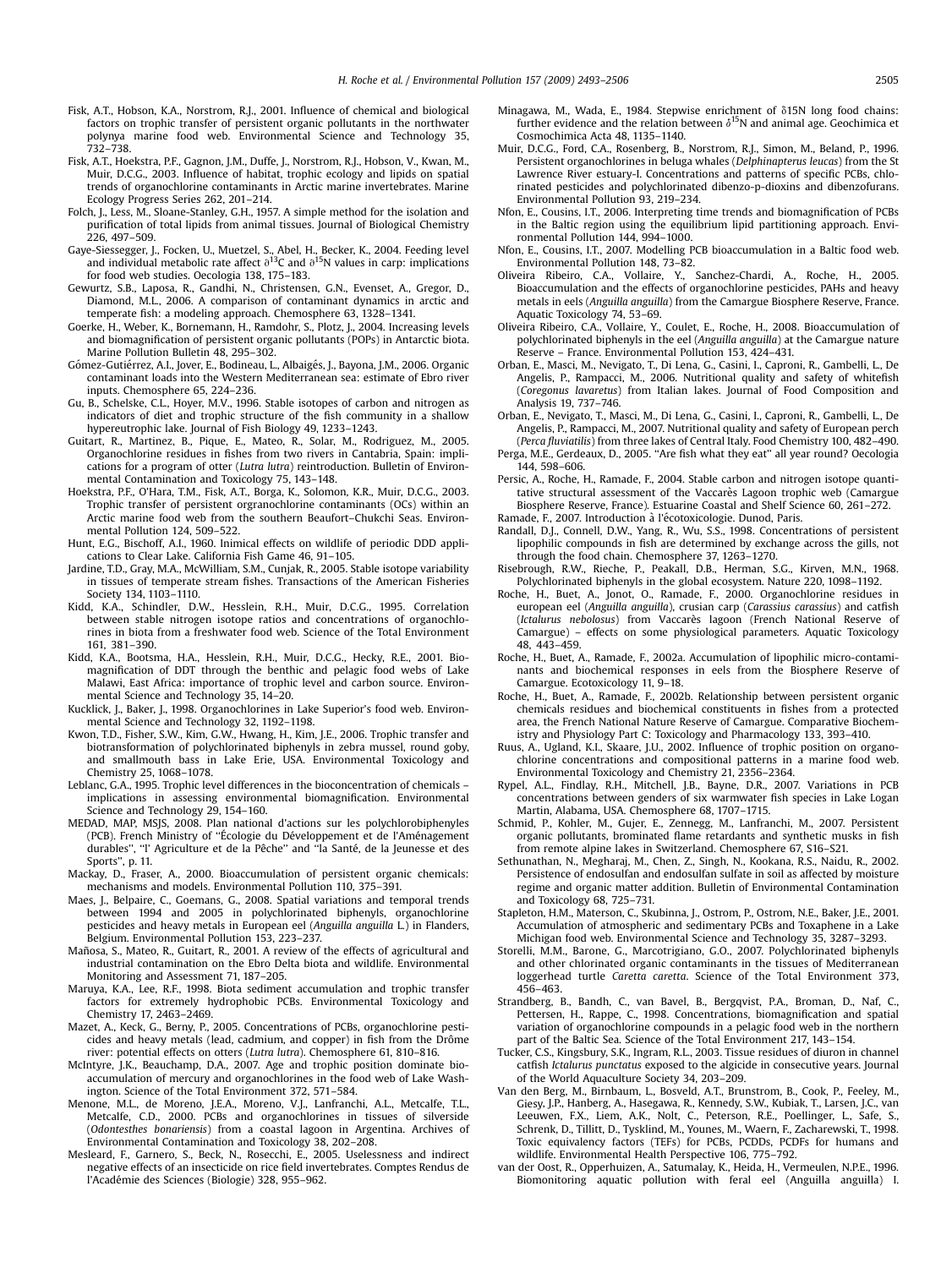Fisk, A.T., Hobson, K.A., Norstrom, R.J., 2001. Influence of chemical and biological factors on trophic transfer of persistent organic pollutants in the northwater polynya marine food web. Environmental Science and Technology 35, 732–738.

Fisk, A.T., Hoekstra, P.F., Gagnon, J.M., Duffe, J., Norstrom, R.J., Hobson, V., Kwan, M., Muir, D.C.G., 2003. Influence of habitat, trophic ecology and lipids on spatial trends of organochlorine contaminants in Arctic marine invertebrates. Marine Ecology Progress Series 262, 201–214.

Folch, J., Less, M., Sloane-Stanley, G.H., 1957. A simple method for the isolation and purification of total lipids from animal tissues. Journal of Biological Chemistry 226, 497–509.

Gaye-Siessegger, J., Focken, U., Muetzel, S., Abel, H., Becker, K., 2004. Feeding level and individual metabolic rate affect $\partial^{13}$C and $\partial^{15}$N values in carp: implications for food web studies. Oecologia 138, 175–183.

Gewurtz, S.B., Laposa, R., Gandhi, N., Christensen, G.N., Evenset, A., Gregor, D., Diamond, M.L., 2006. A comparison of contaminant dynamics in arctic and temperate fish: a modeling approach. Chemosphere 63, 1328–1341.

Goerke, H., Weber, K., Bornemann, H., Ramdohr, S., Plotz, J., 2004. Increasing levels and biomagnification of persistent organic pollutants (POPs) in Antarctic biota. Marine Pollution Bulletin 48, 295–302.

Gómez-Gutiérrez, A.I., Jover, E., Bodineau, L., Albaigés, J., Bayona, J.M., 2006. Organic contaminant loads into the Western Mediterranean sea: estimate of Ebro river inputs. Chemosphere 65, 224–236.

Gu, B., Schelske, C.L., Hoyer, M.V., 1996. Stable isotopes of carbon and nitrogen as indicators of diet and trophic structure of the fish community in a shallow hypereutrophic lake. Journal of Fish Biology 49, 1233–1243.

Guitart, R., Martinez, B., Pique, E., Mateo, R., Solar, M., Rodriguez, M., 2005. Organochlorine residues in fishes from two rivers in Cantabria, Spain: implications for a program of otter (*Lutra lutra*) reintroduction. Bulletin of Environmental Contamination and Toxicology 75, 143–148.

Hoekstra, P.F., O'Hara, T.M., Fisk, A.T., Borga, K., Solomon, K.R., Muir, D.C.G., 2003. Trophic transfer of persistent orgranochlorine contaminants (OCs) within an Arctic marine food web from the southern Beaufort–Chukchi Seas. Environmental Pollution 124, 509–522.

Hunt, E.G., Bischoff, A.I., 1960. Inimical effects on wildlife of periodic DDD applications to Clear Lake. California Fish Game 46, 91–105.

Jardine, T.D., Gray, M.A., McWilliam, S.M., Cunjak, R., 2005. Stable isotope variability in tissues of temperate stream fishes. Transactions of the American Fisheries Society 134, 1103–1110.

Kidd, K.A., Schindler, D.W., Hesslein, R.H., Muir, D.C.G., 1995. Correlation between stable nitrogen isotope ratios and concentrations of organochlorines in biota from a freshwater food web. Science of the Total Environment 161, 381–390.

Kidd, K.A., Bootsma, H.A., Hesslein, R.H., Muir, D.C.G., Hecky, R.E., 2001. Biomagnification of DDT through the benthic and pelagic food webs of Lake Malawi, East Africa: importance of trophic level and carbon source. Environmental Science and Technology 35, 14–20.

Kucklick, J., Baker, J., 1998. Organochlorines in Lake Superior's food web. Environmental Science and Technology 32, 1192–1198.

Kwon, T.D., Fisher, S.W., Kim, G.W., Hwang, H., Kim, J.E., 2006. Trophic transfer and biotransformation of polychlorinated biphenyls in zebra mussel, round goby, and smallmouth bass in Lake Erie, USA. Environmental Toxicology and Chemistry 25, 1068–1078.

Leblanc, G.A., 1995. Trophic level differences in the bioconcentration of chemicals – implications in assessing environmental biomagnification. Environmental Science and Technology 29, 154–160.

MEDAD, MAP, MSJS, 2008. Plan national d'actions sur les polychlorobiphenyles (PCB). French Ministry of ''Écologie du Développement et de l'Aménagement durables'', ''l' Agriculture et de la Pêche'' and ''la Santé, de la Jeunesse et des Sports'', p. 11.

Mackay, D., Fraser, A., 2000. Bioaccumulation of persistent organic chemicals: mechanisms and models. Environmental Pollution 110, 375–391.

Maes, J., Belpaire, C., Goemans, G., 2008. Spatial variations and temporal trends between 1994 and 2005 in polychlorinated biphenyls, organochlorine pesticides and heavy metals in European eel (*Anguilla anguilla* L.) in Flanders, Belgium. Environmental Pollution 153, 223–237.

Mañosa, S., Mateo, R., Guitart, R., 2001. A review of the effects of agricultural and industrial contamination on the Ebro Delta biota and wildlife. Environmental Monitoring and Assessment 71, 187–205.

Maruya, K.A., Lee, R.F., 1998. Biota sediment accumulation and trophic transfer factors for extremely hydrophobic PCBs. Environmental Toxicology and Chemistry 17, 2463–2469.

Mazet, A., Keck, G., Berny, P., 2005. Concentrations of PCBs, organochlorine pesticides and heavy metals (lead, cadmium, and copper) in fish from the Drôme river: potential effects on otters (*Lutra lutra*). Chemosphere 61, 810–816.

McIntyre, J.K., Beauchamp, D.A., 2007. Age and trophic position dominate bioaccumulation of mercury and organochlorines in the food web of Lake Washington. Science of the Total Environment 372, 571–584.

Menone, M.L., de Moreno, J.E.A., Moreno, V.J., Lanfranchi, A.L., Metcalfe, T.L., Metcalfe, C.D., 2000. PCBs and organochlorines in tissues of silverside (*Odontesthes bonariensis*) from a coastal lagoon in Argentina. Archives of Environmental Contamination and Toxicology 38, 202–208.

Mesleard, F., Garnero, S., Beck, N., Rosecchi, E., 2005. Uselessness and indirect negative effects of an insecticide on rice field invertebrates. Comptes Rendus de l'Académie des Sciences (Biologie) 328, 955–962.

Minagawa, M., Wada, E., 1984. Stepwise enrichment of δ15N long food chains: further evidence and the relation between $\delta^{15}$N and animal age. Geochimica et Cosmochimica Acta 48, 1135–1140.

Muir, D.C.G., Ford, C.A., Rosenberg, B., Norstrom, R.J., Simon, M., Beland, P., 1996. Persistent organochlorines in beluga whales (*Delphinapterus leucas*) from the St Lawrence River estuary-I. Concentrations and patterns of specific PCBs, chlorinated pesticides and polychlorinated dibenzo-p-dioxins and dibenzofurans. Environmental Pollution 93, 219–234.

Nfon, E., Cousins, I.T., 2006. Interpreting time trends and biomagnification of PCBs in the Baltic region using the equilibrium lipid partitioning approach. Environmental Pollution 144, 994–1000.

Nfon, E., Cousins, I.T., 2007. Modelling PCB bioaccumulation in a Baltic food web. Environmental Pollution 148, 73–82.

Oliveira Ribeiro, C.A., Vollaire, Y., Sanchez-Chardi, A., Roche, H., 2005. Bioaccumulation and the effects of organochlorine pesticides, PAHs and heavy metals in eels (*Anguilla anguilla*) from the Camargue Biosphere Reserve, France. Aquatic Toxicology 74, 53–69.

Oliveira Ribeiro, C.A., Vollaire, Y., Coulet, E., Roche, H., 2008. Bioaccumulation of polychlorinated biphenyls in the eel (*Anguilla anguilla*) at the Camargue nature Reserve – France. Environmental Pollution 153, 424–431.

Orban, E., Masci, M., Nevigato, T., Di Lena, G., Casini, I., Caproni, R., Gambelli, L., De Angelis, P., Rampacci, M., 2006. Nutritional quality and safety of whitefish (*Coregonus lavaretus*) from Italian lakes. Journal of Food Composition and Analysis 19, 737–746.

Orban, E., Nevigato, T., Masci, M., Di Lena, G., Casini, I., Caproni, R., Gambelli, L., De Angelis, P., Rampacci, M., 2007. Nutritional quality and safety of European perch (*Perca fluviatilis*) from three lakes of Central Italy. Food Chemistry 100, 482–490.

Perga, M.E., Gerdeaux, D., 2005. ''Are fish what they eat'' all year round? Oecologia 144, 598–606.

Persic, A., Roche, H., Ramade, F., 2004. Stable carbon and nitrogen isotope quantitative structural assessment of the Vaccarès Lagoon trophic web (Camargue Biosphere Reserve, France). Estuarine Coastal and Shelf Science 60, 261–272.

Ramade, F., 2007. Introduction à l'écotoxicologie. Dunod, Paris.

Randall, D.J., Connell, D.W., Yang, R., Wu, S.S., 1998. Concentrations of persistent lipophilic compounds in fish are determined by exchange across the gills, not through the food chain. Chemosphere 37, 1263–1270.

Risebrough, R.W., Rieche, P., Peakall, D.B., Herman, S.G., Kirven, M.N., 1968. Polychlorinated biphenyls in the global ecosystem. Nature 220, 1098–1192.

Roche, H., Buet, A., Jonot, O., Ramade, F., 2000. Organochlorine residues in european eel (*Anguilla anguilla*), crusian carp (*Carassius carassius*) and catfish (*Ictalurus nebolosus*) from Vaccarès lagoon (French National Reserve of Camargue) – effects on some physiological parameters. Aquatic Toxicology 48, 443–459.

Roche, H., Buet, A., Ramade, F., 2002a. Accumulation of lipophilic micro-contaminants and biochemical responses in eels from the Biosphere Reserve of Camargue. Ecotoxicology 11, 9–18.

Roche, H., Buet, A., Ramade, F., 2002b. Relationship between persistent organic chemicals residues and biochemical constituents in fishes from a protected area, the French National Nature Reserve of Camargue. Comparative Biochemistry and Physiology Part C: Toxicology and Pharmacology 133, 393–410.

Ruus, A., Ugland, K.I., Skaare, J.U., 2002. Influence of trophic position on organochlorine concentrations and compositional patterns in a marine food web. Environmental Toxicology and Chemistry 21, 2356–2364.

Rypel, A.L., Findlay, R.H., Mitchell, J.B., Bayne, D.R., 2007. Variations in PCB concentrations between genders of six warmwater fish species in Lake Logan Martin, Alabama, USA. Chemosphere 68, 1707–1715.

Schmid, P., Kohler, M., Gujer, E., Zennegg, M., Lanfranchi, M., 2007. Persistent organic pollutants, brominated flame retardants and synthetic musks in fish from remote alpine lakes in Switzerland. Chemosphere 67, S16–S21.

Sethunathan, N., Megharaj, M., Chen, Z., Singh, N., Kookana, R.S., Naidu, R., 2002. Persistence of endosulfan and endosulfan sulfate in soil as affected by moisture regime and organic matter addition. Bulletin of Environmental Contamination and Toxicology 68, 725–731.

Stapleton, H.M., Materson, C., Skubinna, J., Ostrom, P., Ostrom, N.E., Baker, J.E., 2001. Accumulation of atmospheric and sedimentary PCBs and Toxaphene in a Lake Michigan food web. Environmental Science and Technology 35, 3287–3293.

Storelli, M.M., Barone, G., Marcotrigiano, G.O., 2007. Polychlorinated biphenyls and other chlorinated organic contaminants in the tissues of Mediterranean loggerhead turtle *Caretta caretta*. Science of the Total Environment 373, 456–463.

Strandberg, B., Bandh, C., van Bavel, B., Bergqvist, P.A., Broman, D., Naf, C., Pettersen, H., Rappe, C., 1998. Concentrations, biomagnification and spatial variation of organochlorine compounds in a pelagic food web in the northern part of the Baltic Sea. Science of the Total Environment 217, 143–154.

Tucker, C.S., Kingsbury, S.K., Ingram, R.L., 2003. Tissue residues of diuron in channel catfish *Ictalurus punctatus* exposed to the algicide in consecutive years. Journal of the World Aquaculture Society 34, 203–209.

Van den Berg, M., Birnbaum, L., Bosveld, A.T., Brunstrom, B., Cook, P., Feeley, M., Giesy, J.P., Hanberg, A., Hasegawa, R., Kennedy, S.W., Kubiak, T., Larsen, J.C., van Leeuwen, F.X., Liem, A.K., Nolt, C., Peterson, R.E., Poellinger, L., Safe, S., Schrenk, D., Tillitt, D., Tysklind, M., Younes, M., Waern, F., Zacharewski, T., 1998. Toxic equivalency factors (TEFs) for PCBs, PCDDs, PCDFs for humans and wildlife. Environmental Health Perspective 106, 775–792.

van der Oost, R., Opperhuizen, A., Satumalay, K., Heida, H., Vermeulen, N.P.E., 1996. Biomonitoring aquatic pollution with feral eel (Anguilla anguilla) I.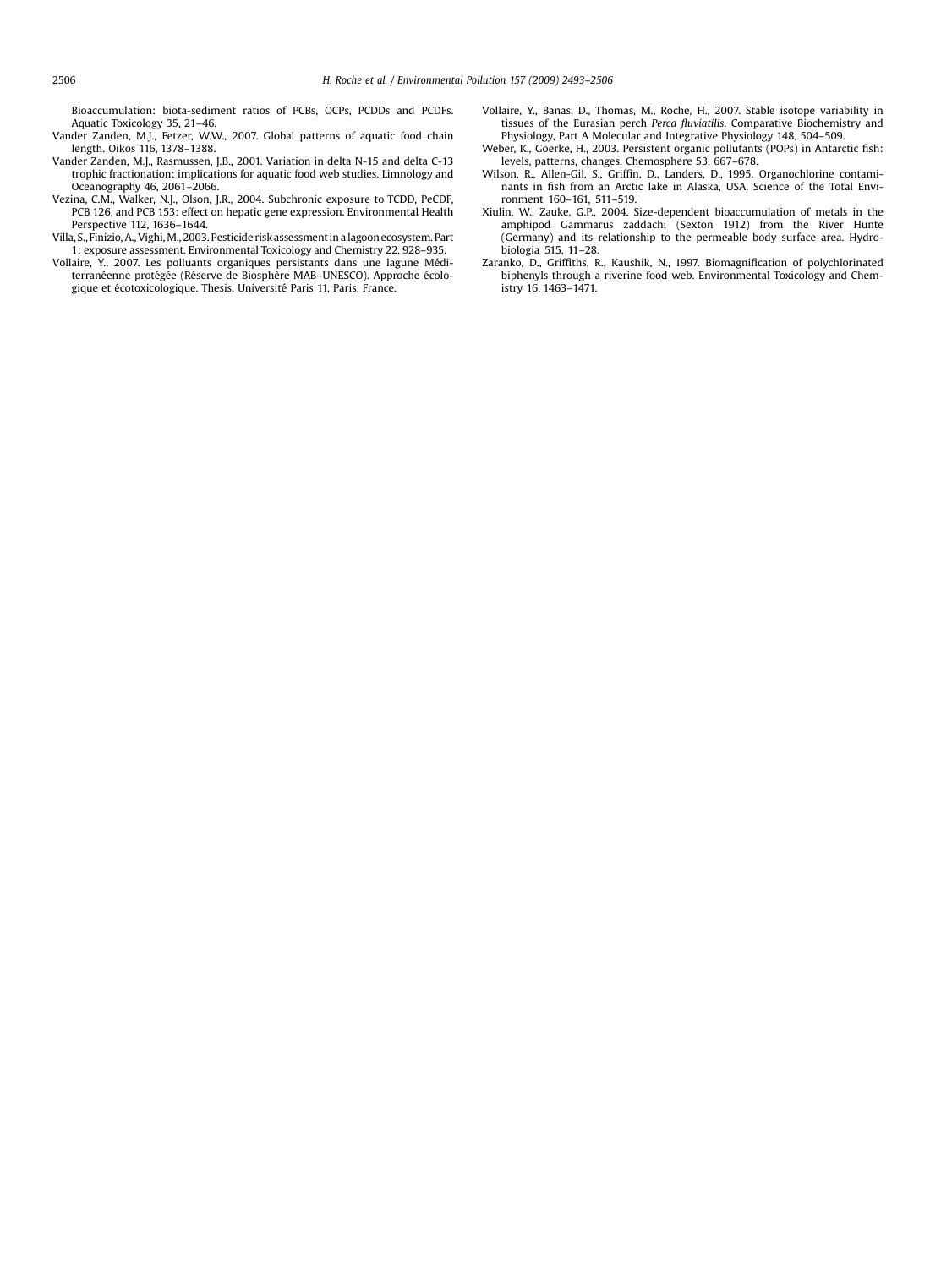Bioaccumulation: biota-sediment ratios of PCBs, OCPs, PCDDs and PCDFs. Aquatic Toxicology 35, 21–46.

Vander Zanden, M.J., Fetzer, W.W., 2007. Global patterns of aquatic food chain length. Oikos 116, 1378–1388.

Vander Zanden, M.J., Rasmussen, J.B., 2001. Variation in delta N-15 and delta C-13 trophic fractionation: implications for aquatic food web studies. Limnology and Oceanography 46, 2061–2066.

Vezina, C.M., Walker, N.J., Olson, J.R., 2004. Subchronic exposure to TCDD, PeCDF, PCB 126, and PCB 153: effect on hepatic gene expression. Environmental Health Perspective 112, 1636–1644.

Villa, S., Finizio, A., Vighi, M., 2003. Pesticide risk assessment in a lagoon ecosystem. Part 1: exposure assessment. Environmental Toxicology and Chemistry 22, 928–935.

Vollaire, Y., 2007. Les polluants organiques persistants dans une lagune Méditerranéenne protégée (Réserve de Biosphère MAB–UNESCO). Approche écologique et écotoxicologique. Thesis. Université Paris 11, Paris, France.

Vollaire, Y., Banas, D., Thomas, M., Roche, H., 2007. Stable isotope variability in tissues of the Eurasian perch *Perca fluviatilis*. Comparative Biochemistry and Physiology, Part A Molecular and Integrative Physiology 148, 504–509.

Weber, K., Goerke, H., 2003. Persistent organic pollutants (POPs) in Antarctic fish: levels, patterns, changes. Chemosphere 53, 667–678.

Wilson, R., Allen-Gil, S., Griffin, D., Landers, D., 1995. Organochlorine contaminants in fish from an Arctic lake in Alaska, USA. Science of the Total Environment 160–161, 511–519.

Xiulin, W., Zauke, G.P., 2004. Size-dependent bioaccumulation of metals in the amphipod Gammarus zaddachi (Sexton 1912) from the River Hunte (Germany) and its relationship to the permeable body surface area. Hydrobiologia 515, 11–28.

Zaranko, D., Griffiths, R., Kaushik, N., 1997. Biomagnification of polychlorinated biphenyls through a riverine food web. Environmental Toxicology and Chemistry 16, 1463–1471.